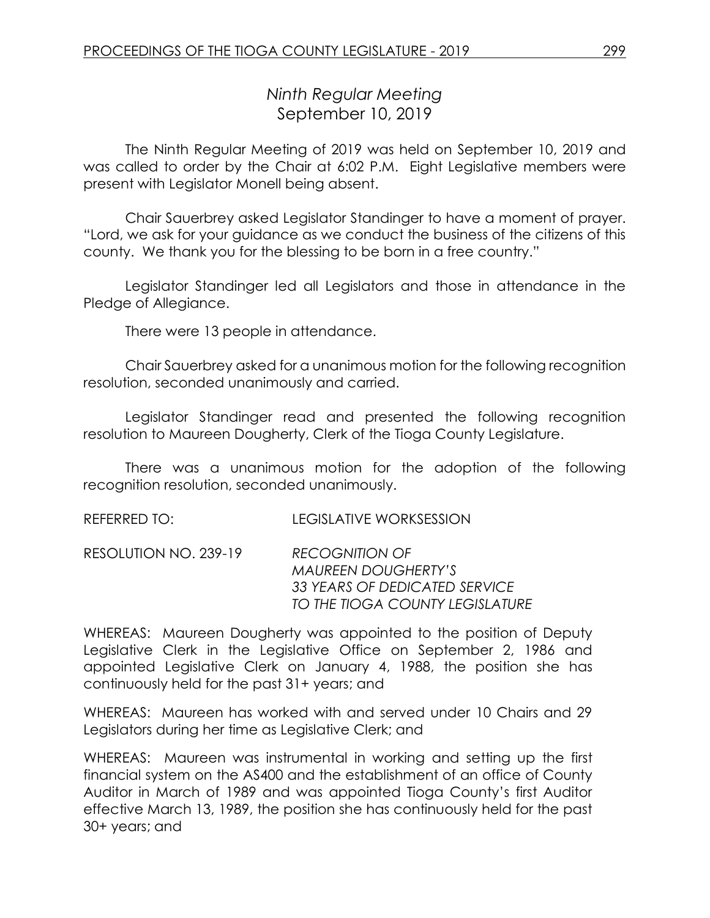# *Ninth Regular Meeting*
## September 10, 2019

The Ninth Regular Meeting of 2019 was held on September 10, 2019 and was called to order by the Chair at 6:02 P.M. Eight Legislative members were present with Legislator Monell being absent.

Chair Sauerbrey asked Legislator Standinger to have a moment of prayer. "Lord, we ask for your guidance as we conduct the business of the citizens of this county. We thank you for the blessing to be born in a free country."

Legislator Standinger led all Legislators and those in attendance in the Pledge of Allegiance.

There were 13 people in attendance.

Chair Sauerbrey asked for a unanimous motion for the following recognition resolution, seconded unanimously and carried.

Legislator Standinger read and presented the following recognition resolution to Maureen Dougherty, Clerk of the Tioga County Legislature.

There was a unanimous motion for the adoption of the following recognition resolution, seconded unanimously.

REFERRED TO: LEGISLATIVE WORKSESSION

RESOLUTION NO. 239-19 *RECOGNITION OF MAUREEN DOUGHERTY'S 33 YEARS OF DEDICATED SERVICE TO THE TIOGA COUNTY LEGISLATURE*

WHEREAS: Maureen Dougherty was appointed to the position of Deputy Legislative Clerk in the Legislative Office on September 2, 1986 and appointed Legislative Clerk on January 4, 1988, the position she has continuously held for the past 31+ years; and

WHEREAS: Maureen has worked with and served under 10 Chairs and 29 Legislators during her time as Legislative Clerk; and

WHEREAS: Maureen was instrumental in working and setting up the first financial system on the AS400 and the establishment of an office of County Auditor in March of 1989 and was appointed Tioga County's first Auditor effective March 13, 1989, the position she has continuously held for the past 30+ years; and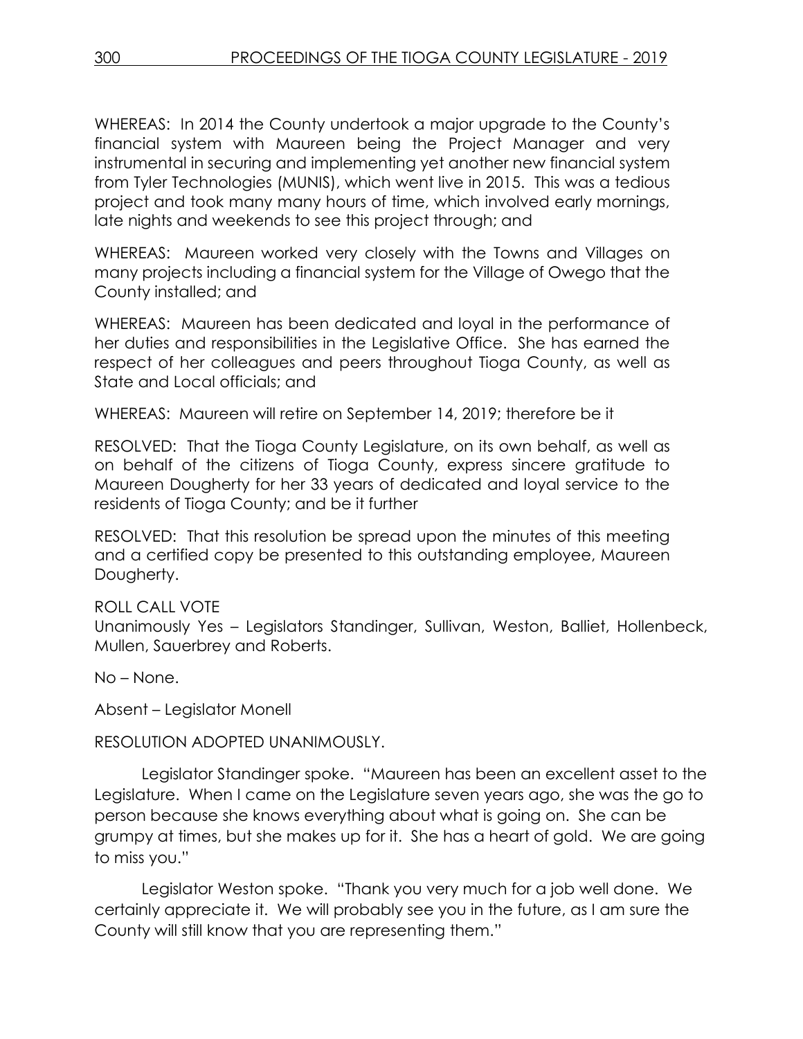WHEREAS: In 2014 the County undertook a major upgrade to the County's financial system with Maureen being the Project Manager and very instrumental in securing and implementing yet another new financial system from Tyler Technologies (MUNIS), which went live in 2015. This was a tedious project and took many many hours of time, which involved early mornings, late nights and weekends to see this project through; and

WHEREAS: Maureen worked very closely with the Towns and Villages on many projects including a financial system for the Village of Owego that the County installed; and

WHEREAS: Maureen has been dedicated and loyal in the performance of her duties and responsibilities in the Legislative Office. She has earned the respect of her colleagues and peers throughout Tioga County, as well as State and Local officials; and

WHEREAS: Maureen will retire on September 14, 2019; therefore be it

RESOLVED: That the Tioga County Legislature, on its own behalf, as well as on behalf of the citizens of Tioga County, express sincere gratitude to Maureen Dougherty for her 33 years of dedicated and loyal service to the residents of Tioga County; and be it further

RESOLVED: That this resolution be spread upon the minutes of this meeting and a certified copy be presented to this outstanding employee, Maureen Dougherty.

ROLL CALL VOTE
Unanimously Yes – Legislators Standinger, Sullivan, Weston, Balliet, Hollenbeck, Mullen, Sauerbrey and Roberts.

No – None.

Absent – Legislator Monell

RESOLUTION ADOPTED UNANIMOUSLY.

Legislator Standinger spoke. "Maureen has been an excellent asset to the Legislature. When I came on the Legislature seven years ago, she was the go to person because she knows everything about what is going on. She can be grumpy at times, but she makes up for it. She has a heart of gold. We are going to miss you."

Legislator Weston spoke. "Thank you very much for a job well done. We certainly appreciate it. We will probably see you in the future, as I am sure the County will still know that you are representing them."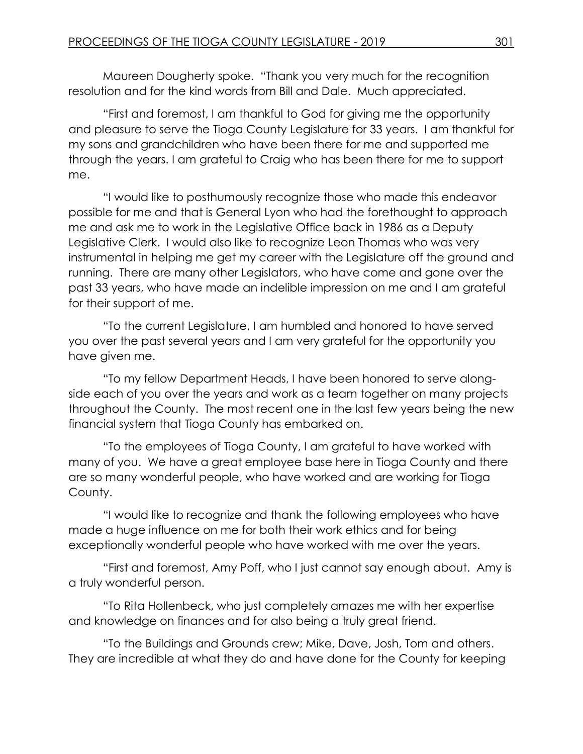Maureen Dougherty spoke. "Thank you very much for the recognition resolution and for the kind words from Bill and Dale. Much appreciated.

"First and foremost, I am thankful to God for giving me the opportunity and pleasure to serve the Tioga County Legislature for 33 years. I am thankful for my sons and grandchildren who have been there for me and supported me through the years. I am grateful to Craig who has been there for me to support me.

"I would like to posthumously recognize those who made this endeavor possible for me and that is General Lyon who had the forethought to approach me and ask me to work in the Legislative Office back in 1986 as a Deputy Legislative Clerk. I would also like to recognize Leon Thomas who was very instrumental in helping me get my career with the Legislature off the ground and running. There are many other Legislators, who have come and gone over the past 33 years, who have made an indelible impression on me and I am grateful for their support of me.

"To the current Legislature, I am humbled and honored to have served you over the past several years and I am very grateful for the opportunity you have given me.

"To my fellow Department Heads, I have been honored to serve alongside each of you over the years and work as a team together on many projects throughout the County. The most recent one in the last few years being the new financial system that Tioga County has embarked on.

"To the employees of Tioga County, I am grateful to have worked with many of you. We have a great employee base here in Tioga County and there are so many wonderful people, who have worked and are working for Tioga County.

"I would like to recognize and thank the following employees who have made a huge influence on me for both their work ethics and for being exceptionally wonderful people who have worked with me over the years.

"First and foremost, Amy Poff, who I just cannot say enough about. Amy is a truly wonderful person.

"To Rita Hollenbeck, who just completely amazes me with her expertise and knowledge on finances and for also being a truly great friend.

"To the Buildings and Grounds crew; Mike, Dave, Josh, Tom and others. They are incredible at what they do and have done for the County for keeping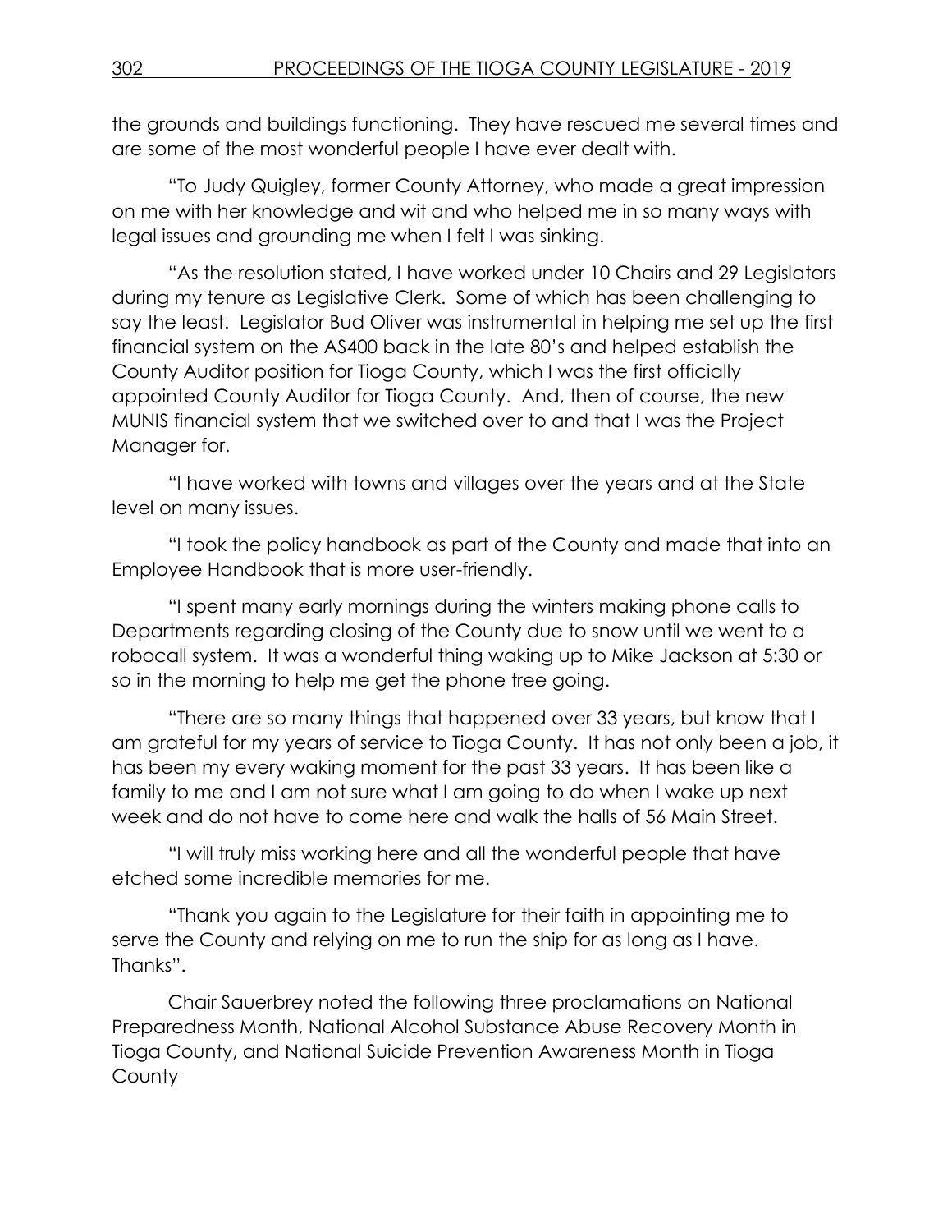the grounds and buildings functioning. They have rescued me several times and are some of the most wonderful people I have ever dealt with.

"To Judy Quigley, former County Attorney, who made a great impression on me with her knowledge and wit and who helped me in so many ways with legal issues and grounding me when I felt I was sinking.

"As the resolution stated, I have worked under 10 Chairs and 29 Legislators during my tenure as Legislative Clerk. Some of which has been challenging to say the least. Legislator Bud Oliver was instrumental in helping me set up the first financial system on the AS400 back in the late 80's and helped establish the County Auditor position for Tioga County, which I was the first officially appointed County Auditor for Tioga County. And, then of course, the new MUNIS financial system that we switched over to and that I was the Project Manager for.

"I have worked with towns and villages over the years and at the State level on many issues.

"I took the policy handbook as part of the County and made that into an Employee Handbook that is more user-friendly.

"I spent many early mornings during the winters making phone calls to Departments regarding closing of the County due to snow until we went to a robocall system. It was a wonderful thing waking up to Mike Jackson at 5:30 or so in the morning to help me get the phone tree going.

"There are so many things that happened over 33 years, but know that I am grateful for my years of service to Tioga County. It has not only been a job, it has been my every waking moment for the past 33 years. It has been like a family to me and I am not sure what I am going to do when I wake up next week and do not have to come here and walk the halls of 56 Main Street.

"I will truly miss working here and all the wonderful people that have etched some incredible memories for me.

"Thank you again to the Legislature for their faith in appointing me to serve the County and relying on me to run the ship for as long as I have. Thanks".

Chair Sauerbrey noted the following three proclamations on National Preparedness Month, National Alcohol Substance Abuse Recovery Month in Tioga County, and National Suicide Prevention Awareness Month in Tioga County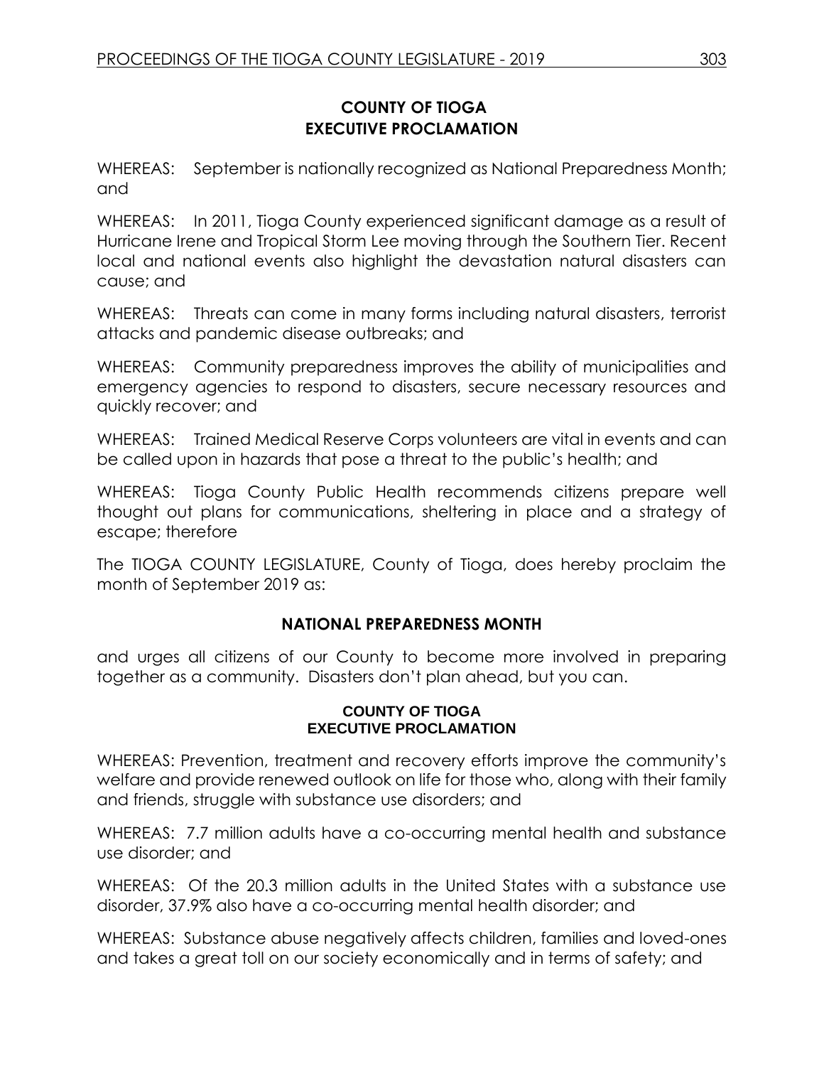## COUNTY OF TIOGA
## EXECUTIVE PROCLAMATION

WHEREAS: September is nationally recognized as National Preparedness Month; and

WHEREAS: In 2011, Tioga County experienced significant damage as a result of Hurricane Irene and Tropical Storm Lee moving through the Southern Tier. Recent local and national events also highlight the devastation natural disasters can cause; and

WHEREAS: Threats can come in many forms including natural disasters, terrorist attacks and pandemic disease outbreaks; and

WHEREAS: Community preparedness improves the ability of municipalities and emergency agencies to respond to disasters, secure necessary resources and quickly recover; and

WHEREAS: Trained Medical Reserve Corps volunteers are vital in events and can be called upon in hazards that pose a threat to the public's health; and

WHEREAS: Tioga County Public Health recommends citizens prepare well thought out plans for communications, sheltering in place and a strategy of escape; therefore

The TIOGA COUNTY LEGISLATURE, County of Tioga, does hereby proclaim the month of September 2019 as:

**NATIONAL PREPAREDNESS MONTH**

and urges all citizens of our County to become more involved in preparing together as a community. Disasters don't plan ahead, but you can.

## COUNTY OF TIOGA
## EXECUTIVE PROCLAMATION

WHEREAS: Prevention, treatment and recovery efforts improve the community's welfare and provide renewed outlook on life for those who, along with their family and friends, struggle with substance use disorders; and

WHEREAS: 7.7 million adults have a co-occurring mental health and substance use disorder; and

WHEREAS: Of the 20.3 million adults in the United States with a substance use disorder, 37.9% also have a co-occurring mental health disorder; and

WHEREAS: Substance abuse negatively affects children, families and loved-ones and takes a great toll on our society economically and in terms of safety; and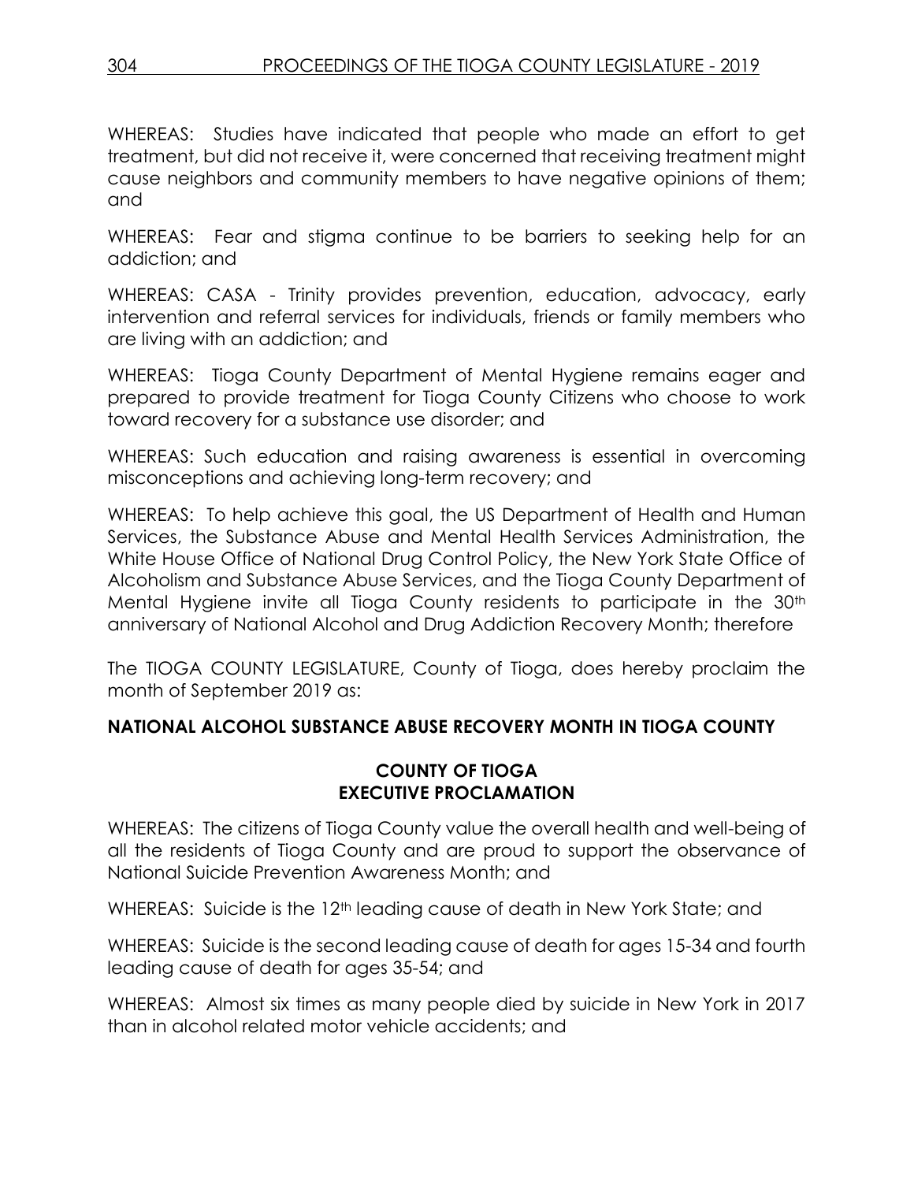WHEREAS: Studies have indicated that people who made an effort to get treatment, but did not receive it, were concerned that receiving treatment might cause neighbors and community members to have negative opinions of them; and

WHEREAS: Fear and stigma continue to be barriers to seeking help for an addiction; and

WHEREAS: CASA - Trinity provides prevention, education, advocacy, early intervention and referral services for individuals, friends or family members who are living with an addiction; and

WHEREAS: Tioga County Department of Mental Hygiene remains eager and prepared to provide treatment for Tioga County Citizens who choose to work toward recovery for a substance use disorder; and

WHEREAS: Such education and raising awareness is essential in overcoming misconceptions and achieving long-term recovery; and

WHEREAS: To help achieve this goal, the US Department of Health and Human Services, the Substance Abuse and Mental Health Services Administration, the White House Office of National Drug Control Policy, the New York State Office of Alcoholism and Substance Abuse Services, and the Tioga County Department of Mental Hygiene invite all Tioga County residents to participate in the 30th anniversary of National Alcohol and Drug Addiction Recovery Month; therefore

The TIOGA COUNTY LEGISLATURE, County of Tioga, does hereby proclaim the month of September 2019 as:

**NATIONAL ALCOHOL SUBSTANCE ABUSE RECOVERY MONTH IN TIOGA COUNTY**

**COUNTY OF TIOGA**
**EXECUTIVE PROCLAMATION**

WHEREAS: The citizens of Tioga County value the overall health and well-being of all the residents of Tioga County and are proud to support the observance of National Suicide Prevention Awareness Month; and

WHEREAS: Suicide is the 12th leading cause of death in New York State; and

WHEREAS: Suicide is the second leading cause of death for ages 15-34 and fourth leading cause of death for ages 35-54; and

WHEREAS: Almost six times as many people died by suicide in New York in 2017 than in alcohol related motor vehicle accidents; and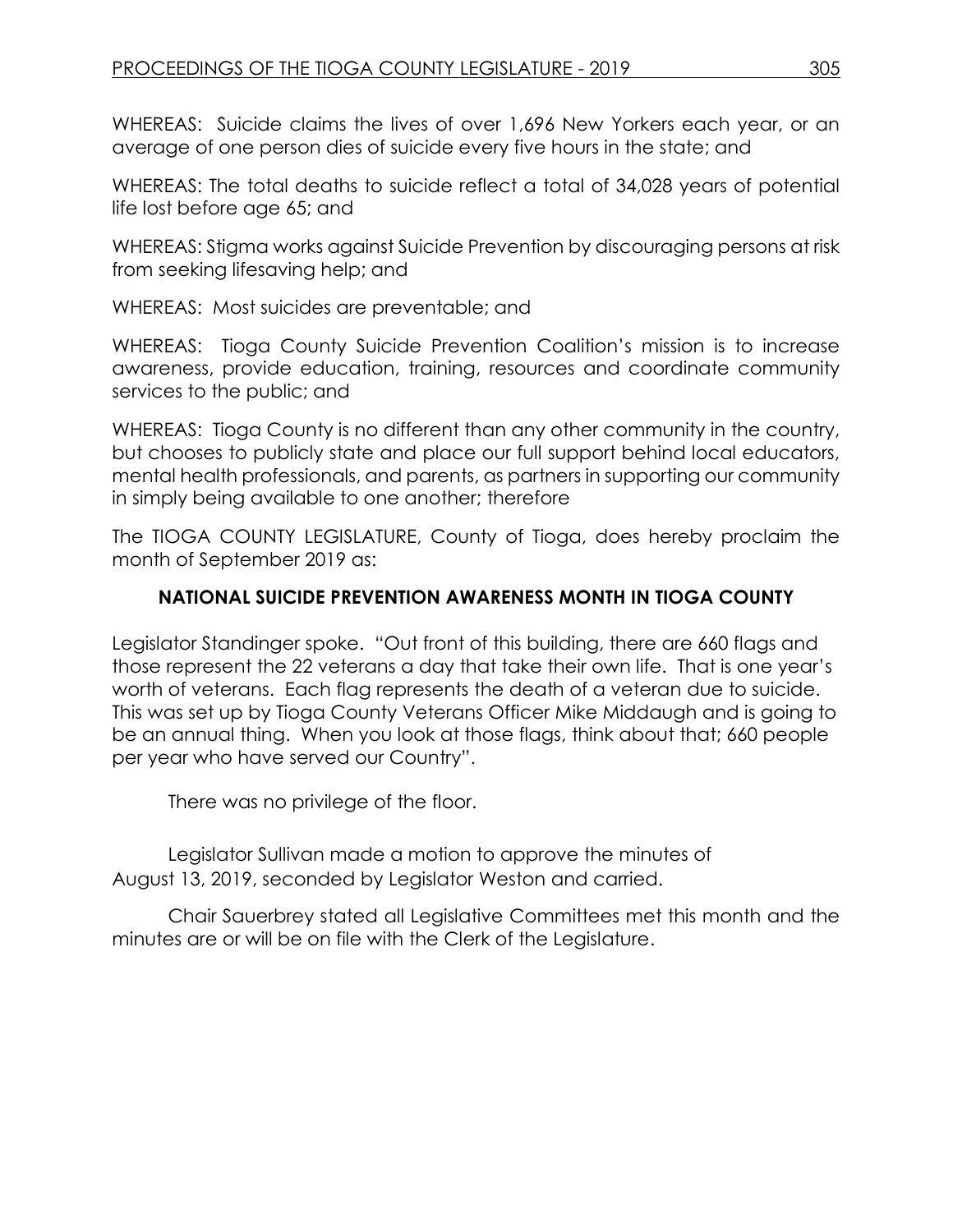WHEREAS: Suicide claims the lives of over 1,696 New Yorkers each year, or an average of one person dies of suicide every five hours in the state; and

WHEREAS: The total deaths to suicide reflect a total of 34,028 years of potential life lost before age 65; and

WHEREAS: Stigma works against Suicide Prevention by discouraging persons at risk from seeking lifesaving help; and

WHEREAS: Most suicides are preventable; and

WHEREAS: Tioga County Suicide Prevention Coalition's mission is to increase awareness, provide education, training, resources and coordinate community services to the public; and

WHEREAS: Tioga County is no different than any other community in the country, but chooses to publicly state and place our full support behind local educators, mental health professionals, and parents, as partners in supporting our community in simply being available to one another; therefore

The TIOGA COUNTY LEGISLATURE, County of Tioga, does hereby proclaim the month of September 2019 as:

**NATIONAL SUICIDE PREVENTION AWARENESS MONTH IN TIOGA COUNTY**

Legislator Standinger spoke. "Out front of this building, there are 660 flags and those represent the 22 veterans a day that take their own life. That is one year's worth of veterans. Each flag represents the death of a veteran due to suicide. This was set up by Tioga County Veterans Officer Mike Middaugh and is going to be an annual thing. When you look at those flags, think about that; 660 people per year who have served our Country".

There was no privilege of the floor.

Legislator Sullivan made a motion to approve the minutes of August 13, 2019, seconded by Legislator Weston and carried.

Chair Sauerbrey stated all Legislative Committees met this month and the minutes are or will be on file with the Clerk of the Legislature.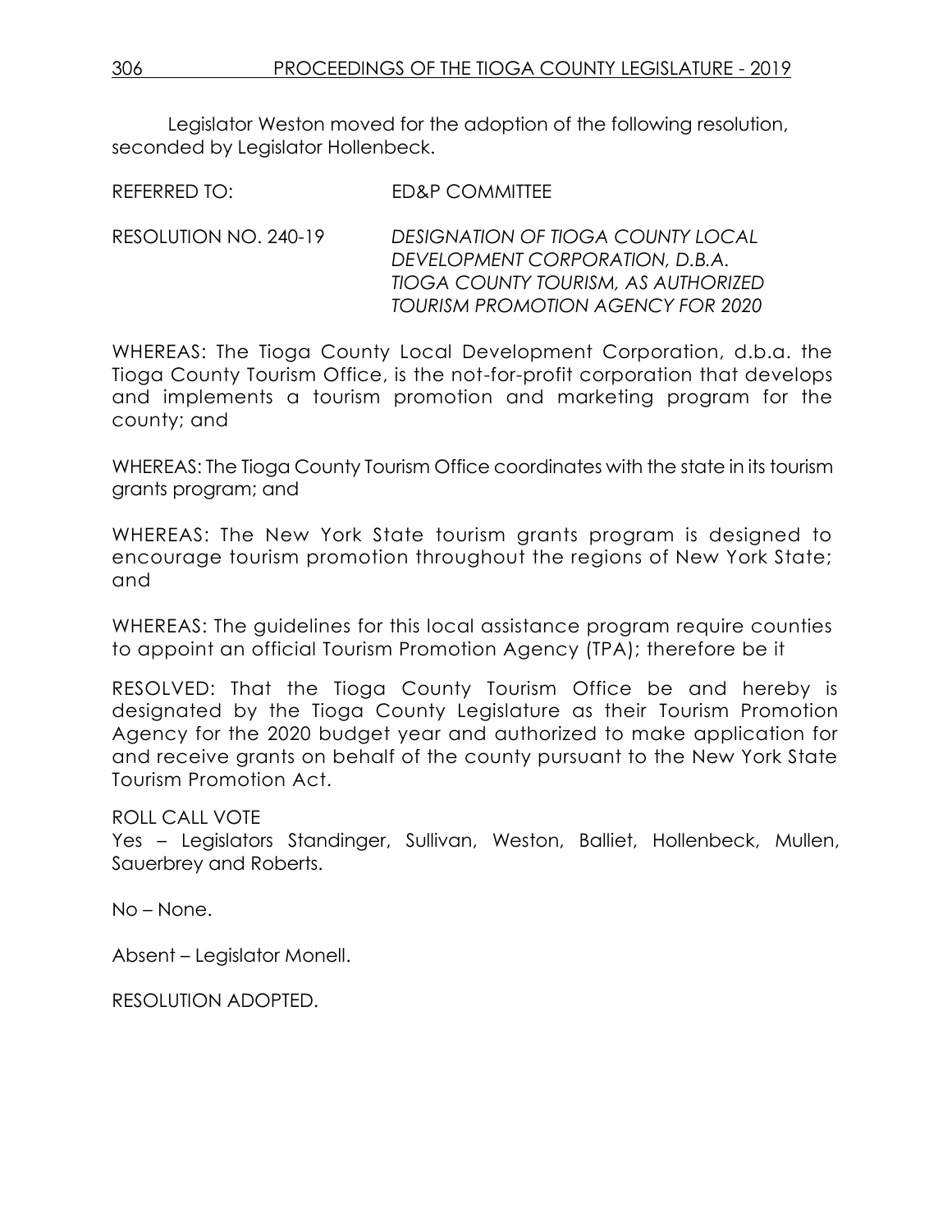Legislator Weston moved for the adoption of the following resolution, seconded by Legislator Hollenbeck.

REFERRED TO: ED&P COMMITTEE

RESOLUTION NO. 240-19 *DESIGNATION OF TIOGA COUNTY LOCAL DEVELOPMENT CORPORATION, D.B.A. TIOGA COUNTY TOURISM, AS AUTHORIZED TOURISM PROMOTION AGENCY FOR 2020*

WHEREAS: The Tioga County Local Development Corporation, d.b.a. the Tioga County Tourism Office, is the not-for-profit corporation that develops and implements a tourism promotion and marketing program for the county; and

WHEREAS: The Tioga County Tourism Office coordinates with the state in its tourism grants program; and

WHEREAS: The New York State tourism grants program is designed to encourage tourism promotion throughout the regions of New York State; and

WHEREAS: The guidelines for this local assistance program require counties to appoint an official Tourism Promotion Agency (TPA); therefore be it

RESOLVED: That the Tioga County Tourism Office be and hereby is designated by the Tioga County Legislature as their Tourism Promotion Agency for the 2020 budget year and authorized to make application for and receive grants on behalf of the county pursuant to the New York State Tourism Promotion Act.

ROLL CALL VOTE
Yes – Legislators Standinger, Sullivan, Weston, Balliet, Hollenbeck, Mullen, Sauerbrey and Roberts.

No – None.

Absent – Legislator Monell.

RESOLUTION ADOPTED.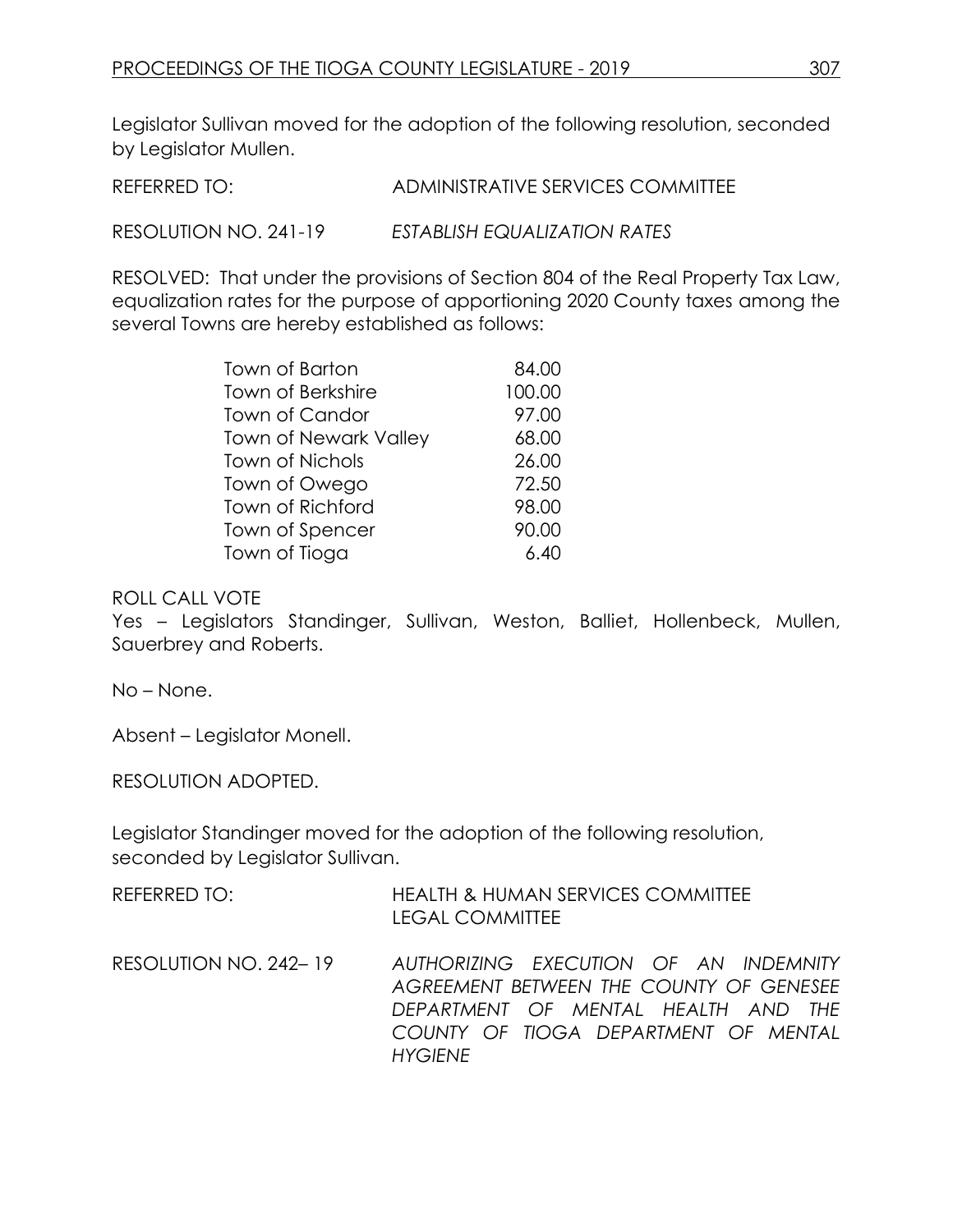Legislator Sullivan moved for the adoption of the following resolution, seconded by Legislator Mullen.

REFERRED TO: ADMINISTRATIVE SERVICES COMMITTEE

RESOLUTION NO. 241-19 *ESTABLISH EQUALIZATION RATES*

RESOLVED: That under the provisions of Section 804 of the Real Property Tax Law, equalization rates for the purpose of apportioning 2020 County taxes among the several Towns are hereby established as follows:

| | |
|---|---|
| Town of Barton | 84.00 |
| Town of Berkshire | 100.00 |
| Town of Candor | 97.00 |
| Town of Newark Valley | 68.00 |
| Town of Nichols | 26.00 |
| Town of Owego | 72.50 |
| Town of Richford | 98.00 |
| Town of Spencer | 90.00 |
| Town of Tioga | 6.40 |

ROLL CALL VOTE

Yes – Legislators Standinger, Sullivan, Weston, Balliet, Hollenbeck, Mullen, Sauerbrey and Roberts.

No – None.

Absent – Legislator Monell.

RESOLUTION ADOPTED.

Legislator Standinger moved for the adoption of the following resolution, seconded by Legislator Sullivan.

REFERRED TO: HEALTH & HUMAN SERVICES COMMITTEE
LEGAL COMMITTEE

RESOLUTION NO. 242– 19 *AUTHORIZING EXECUTION OF AN INDEMNITY AGREEMENT BETWEEN THE COUNTY OF GENESEE DEPARTMENT OF MENTAL HEALTH AND THE COUNTY OF TIOGA DEPARTMENT OF MENTAL HYGIENE*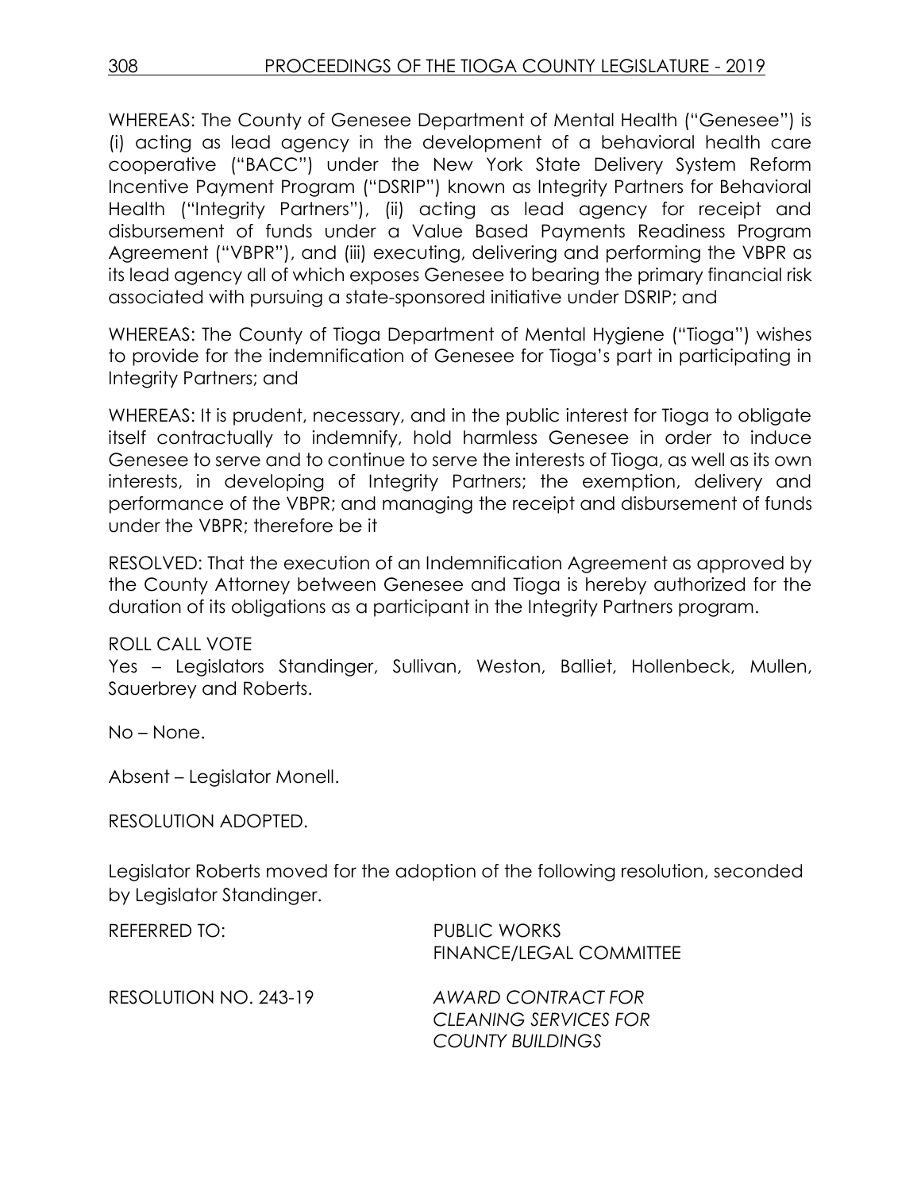WHEREAS: The County of Genesee Department of Mental Health ("Genesee") is (i) acting as lead agency in the development of a behavioral health care cooperative ("BACC") under the New York State Delivery System Reform Incentive Payment Program ("DSRIP") known as Integrity Partners for Behavioral Health ("Integrity Partners"), (ii) acting as lead agency for receipt and disbursement of funds under a Value Based Payments Readiness Program Agreement ("VBPR"), and (iii) executing, delivering and performing the VBPR as its lead agency all of which exposes Genesee to bearing the primary financial risk associated with pursuing a state-sponsored initiative under DSRIP; and

WHEREAS: The County of Tioga Department of Mental Hygiene ("Tioga") wishes to provide for the indemnification of Genesee for Tioga's part in participating in Integrity Partners; and

WHEREAS: It is prudent, necessary, and in the public interest for Tioga to obligate itself contractually to indemnify, hold harmless Genesee in order to induce Genesee to serve and to continue to serve the interests of Tioga, as well as its own interests, in developing of Integrity Partners; the exemption, delivery and performance of the VBPR; and managing the receipt and disbursement of funds under the VBPR; therefore be it

RESOLVED: That the execution of an Indemnification Agreement as approved by the County Attorney between Genesee and Tioga is hereby authorized for the duration of its obligations as a participant in the Integrity Partners program.

ROLL CALL VOTE
Yes – Legislators Standinger, Sullivan, Weston, Balliet, Hollenbeck, Mullen, Sauerbrey and Roberts.

No – None.

Absent – Legislator Monell.

RESOLUTION ADOPTED.

Legislator Roberts moved for the adoption of the following resolution, seconded by Legislator Standinger.

REFERRED TO: PUBLIC WORKS
FINANCE/LEGAL COMMITTEE

RESOLUTION NO. 243-19 *AWARD CONTRACT FOR CLEANING SERVICES FOR COUNTY BUILDINGS*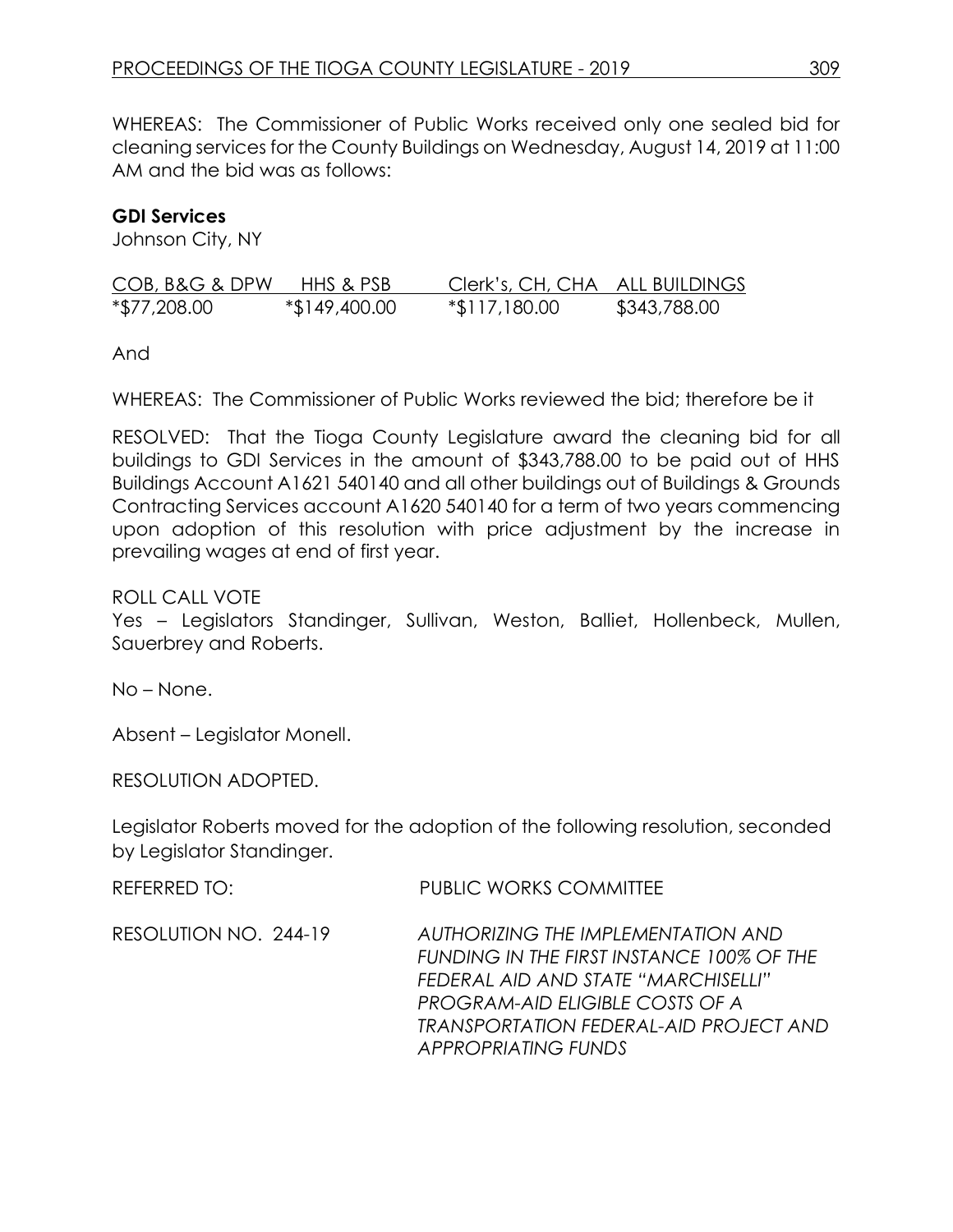WHEREAS: The Commissioner of Public Works received only one sealed bid for cleaning services for the County Buildings on Wednesday, August 14, 2019 at 11:00 AM and the bid was as follows:

**GDI Services**
Johnson City, NY

| COB, B&G & DPW | HHS & PSB | Clerk's, CH, CHA | ALL BUILDINGS |
|---|---|---|---|
| *$77,208.00 | *$149,400.00 | *$117,180.00 | $343,788.00 |

And

WHEREAS: The Commissioner of Public Works reviewed the bid; therefore be it

RESOLVED: That the Tioga County Legislature award the cleaning bid for all buildings to GDI Services in the amount of $343,788.00 to be paid out of HHS Buildings Account A1621 540140 and all other buildings out of Buildings & Grounds Contracting Services account A1620 540140 for a term of two years commencing upon adoption of this resolution with price adjustment by the increase in prevailing wages at end of first year.

ROLL CALL VOTE
Yes – Legislators Standinger, Sullivan, Weston, Balliet, Hollenbeck, Mullen, Sauerbrey and Roberts.

No – None.

Absent – Legislator Monell.

RESOLUTION ADOPTED.

Legislator Roberts moved for the adoption of the following resolution, seconded by Legislator Standinger.

REFERRED TO: PUBLIC WORKS COMMITTEE

RESOLUTION NO. 244-19 *AUTHORIZING THE IMPLEMENTATION AND FUNDING IN THE FIRST INSTANCE 100% OF THE FEDERAL AID AND STATE "MARCHISELLI" PROGRAM-AID ELIGIBLE COSTS OF A TRANSPORTATION FEDERAL-AID PROJECT AND APPROPRIATING FUNDS*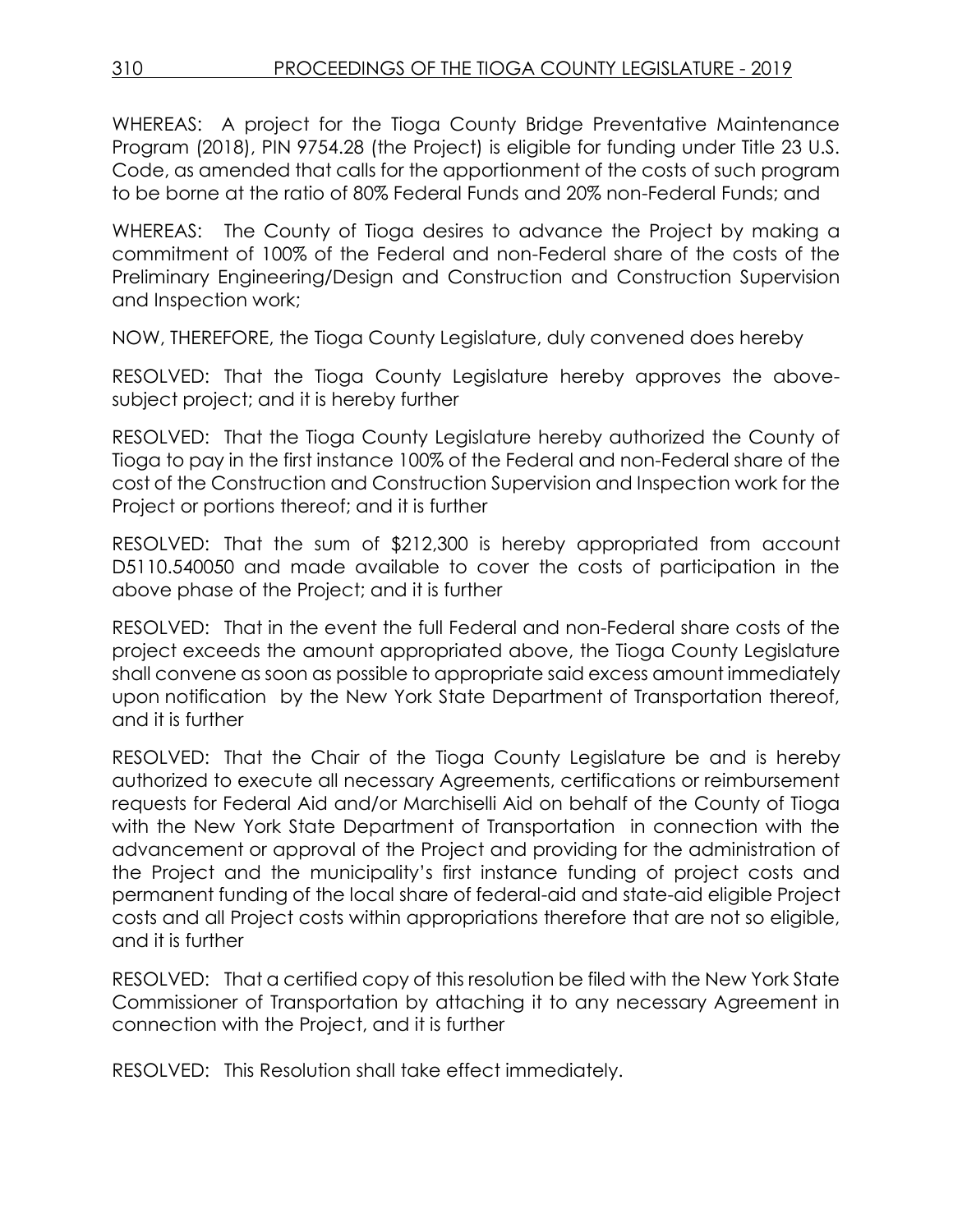WHEREAS: A project for the Tioga County Bridge Preventative Maintenance Program (2018), PIN 9754.28 (the Project) is eligible for funding under Title 23 U.S. Code, as amended that calls for the apportionment of the costs of such program to be borne at the ratio of 80% Federal Funds and 20% non-Federal Funds; and

WHEREAS: The County of Tioga desires to advance the Project by making a commitment of 100% of the Federal and non-Federal share of the costs of the Preliminary Engineering/Design and Construction and Construction Supervision and Inspection work;

NOW, THEREFORE, the Tioga County Legislature, duly convened does hereby

RESOLVED: That the Tioga County Legislature hereby approves the above-subject project; and it is hereby further

RESOLVED: That the Tioga County Legislature hereby authorized the County of Tioga to pay in the first instance 100% of the Federal and non-Federal share of the cost of the Construction and Construction Supervision and Inspection work for the Project or portions thereof; and it is further

RESOLVED: That the sum of $212,300 is hereby appropriated from account D5110.540050 and made available to cover the costs of participation in the above phase of the Project; and it is further

RESOLVED: That in the event the full Federal and non-Federal share costs of the project exceeds the amount appropriated above, the Tioga County Legislature shall convene as soon as possible to appropriate said excess amount immediately upon notification by the New York State Department of Transportation thereof, and it is further

RESOLVED: That the Chair of the Tioga County Legislature be and is hereby authorized to execute all necessary Agreements, certifications or reimbursement requests for Federal Aid and/or Marchiselli Aid on behalf of the County of Tioga with the New York State Department of Transportation in connection with the advancement or approval of the Project and providing for the administration of the Project and the municipality's first instance funding of project costs and permanent funding of the local share of federal-aid and state-aid eligible Project costs and all Project costs within appropriations therefore that are not so eligible, and it is further

RESOLVED: That a certified copy of this resolution be filed with the New York State Commissioner of Transportation by attaching it to any necessary Agreement in connection with the Project, and it is further

RESOLVED: This Resolution shall take effect immediately.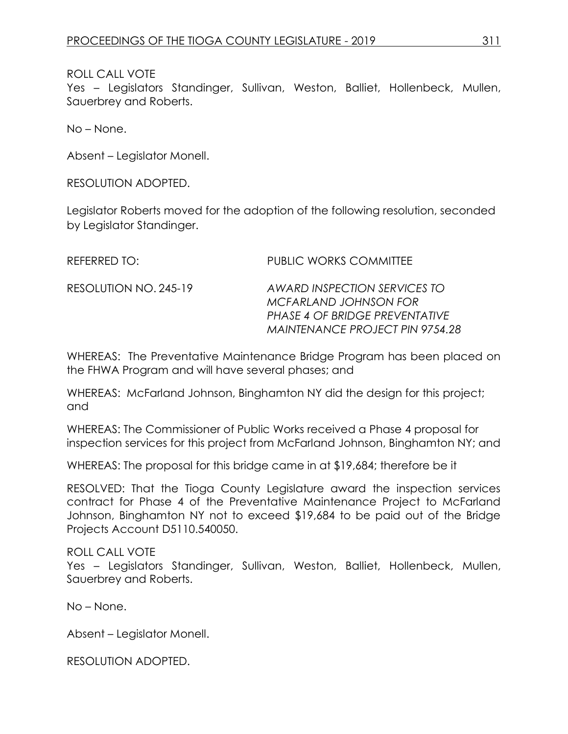ROLL CALL VOTE
Yes – Legislators Standinger, Sullivan, Weston, Balliet, Hollenbeck, Mullen, Sauerbrey and Roberts.

No – None.

Absent – Legislator Monell.

RESOLUTION ADOPTED.

Legislator Roberts moved for the adoption of the following resolution, seconded by Legislator Standinger.

REFERRED TO: PUBLIC WORKS COMMITTEE

RESOLUTION NO. 245-19 *AWARD INSPECTION SERVICES TO MCFARLAND JOHNSON FOR PHASE 4 OF BRIDGE PREVENTATIVE MAINTENANCE PROJECT PIN 9754.28*

WHEREAS: The Preventative Maintenance Bridge Program has been placed on the FHWA Program and will have several phases; and

WHEREAS: McFarland Johnson, Binghamton NY did the design for this project; and

WHEREAS: The Commissioner of Public Works received a Phase 4 proposal for inspection services for this project from McFarland Johnson, Binghamton NY; and

WHEREAS: The proposal for this bridge came in at $19,684; therefore be it

RESOLVED: That the Tioga County Legislature award the inspection services contract for Phase 4 of the Preventative Maintenance Project to McFarland Johnson, Binghamton NY not to exceed $19,684 to be paid out of the Bridge Projects Account D5110.540050.

ROLL CALL VOTE
Yes – Legislators Standinger, Sullivan, Weston, Balliet, Hollenbeck, Mullen, Sauerbrey and Roberts.

No – None.

Absent – Legislator Monell.

RESOLUTION ADOPTED.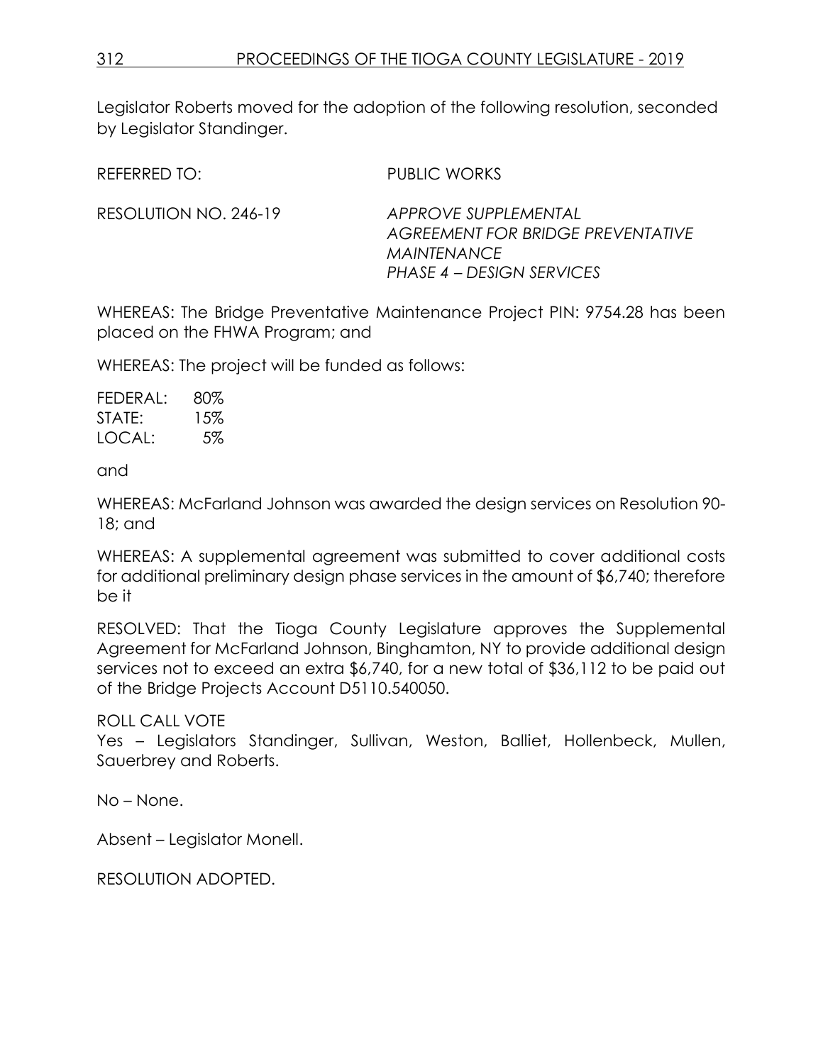Legislator Roberts moved for the adoption of the following resolution, seconded by Legislator Standinger.

REFERRED TO: PUBLIC WORKS

RESOLUTION NO. 246-19 *APPROVE SUPPLEMENTAL AGREEMENT FOR BRIDGE PREVENTATIVE MAINTENANCE PHASE 4 – DESIGN SERVICES*

WHEREAS: The Bridge Preventative Maintenance Project PIN: 9754.28 has been placed on the FHWA Program; and

WHEREAS: The project will be funded as follows:

| | |
|---|---|
| FEDERAL: | 80% |
| STATE: | 15% |
| LOCAL: | 5% |

and

WHEREAS: McFarland Johnson was awarded the design services on Resolution 90-18; and

WHEREAS: A supplemental agreement was submitted to cover additional costs for additional preliminary design phase services in the amount of $6,740; therefore be it

RESOLVED: That the Tioga County Legislature approves the Supplemental Agreement for McFarland Johnson, Binghamton, NY to provide additional design services not to exceed an extra $6,740, for a new total of $36,112 to be paid out of the Bridge Projects Account D5110.540050.

ROLL CALL VOTE
Yes – Legislators Standinger, Sullivan, Weston, Balliet, Hollenbeck, Mullen, Sauerbrey and Roberts.

No – None.

Absent – Legislator Monell.

RESOLUTION ADOPTED.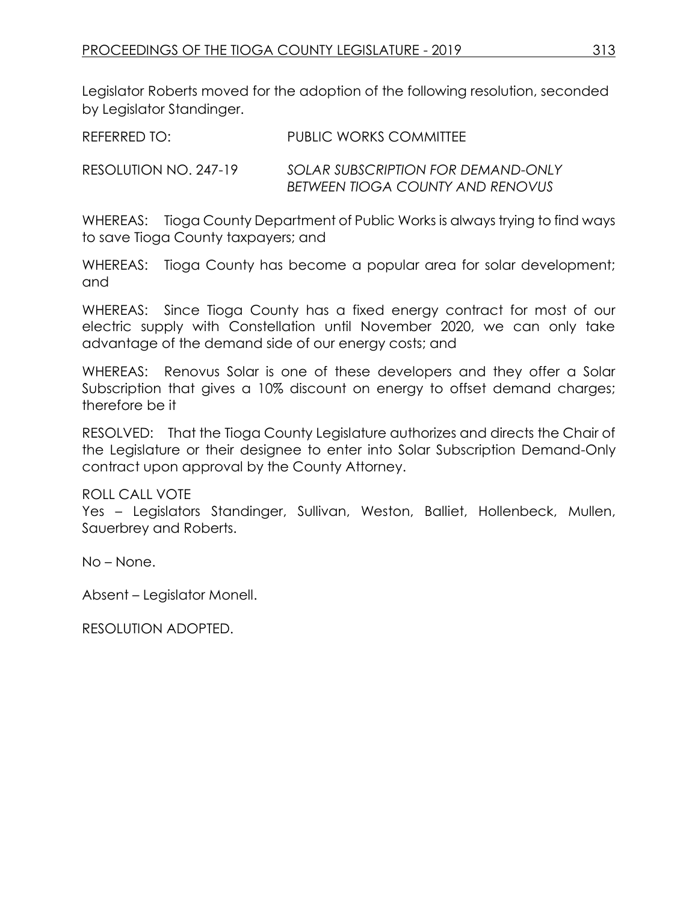Legislator Roberts moved for the adoption of the following resolution, seconded by Legislator Standinger.

REFERRED TO: PUBLIC WORKS COMMITTEE

RESOLUTION NO. 247-19 *SOLAR SUBSCRIPTION FOR DEMAND-ONLY BETWEEN TIOGA COUNTY AND RENOVUS*

WHEREAS: Tioga County Department of Public Works is always trying to find ways to save Tioga County taxpayers; and

WHEREAS: Tioga County has become a popular area for solar development; and

WHEREAS: Since Tioga County has a fixed energy contract for most of our electric supply with Constellation until November 2020, we can only take advantage of the demand side of our energy costs; and

WHEREAS: Renovus Solar is one of these developers and they offer a Solar Subscription that gives a 10% discount on energy to offset demand charges; therefore be it

RESOLVED: That the Tioga County Legislature authorizes and directs the Chair of the Legislature or their designee to enter into Solar Subscription Demand-Only contract upon approval by the County Attorney.

ROLL CALL VOTE
Yes – Legislators Standinger, Sullivan, Weston, Balliet, Hollenbeck, Mullen, Sauerbrey and Roberts.

No – None.

Absent – Legislator Monell.

RESOLUTION ADOPTED.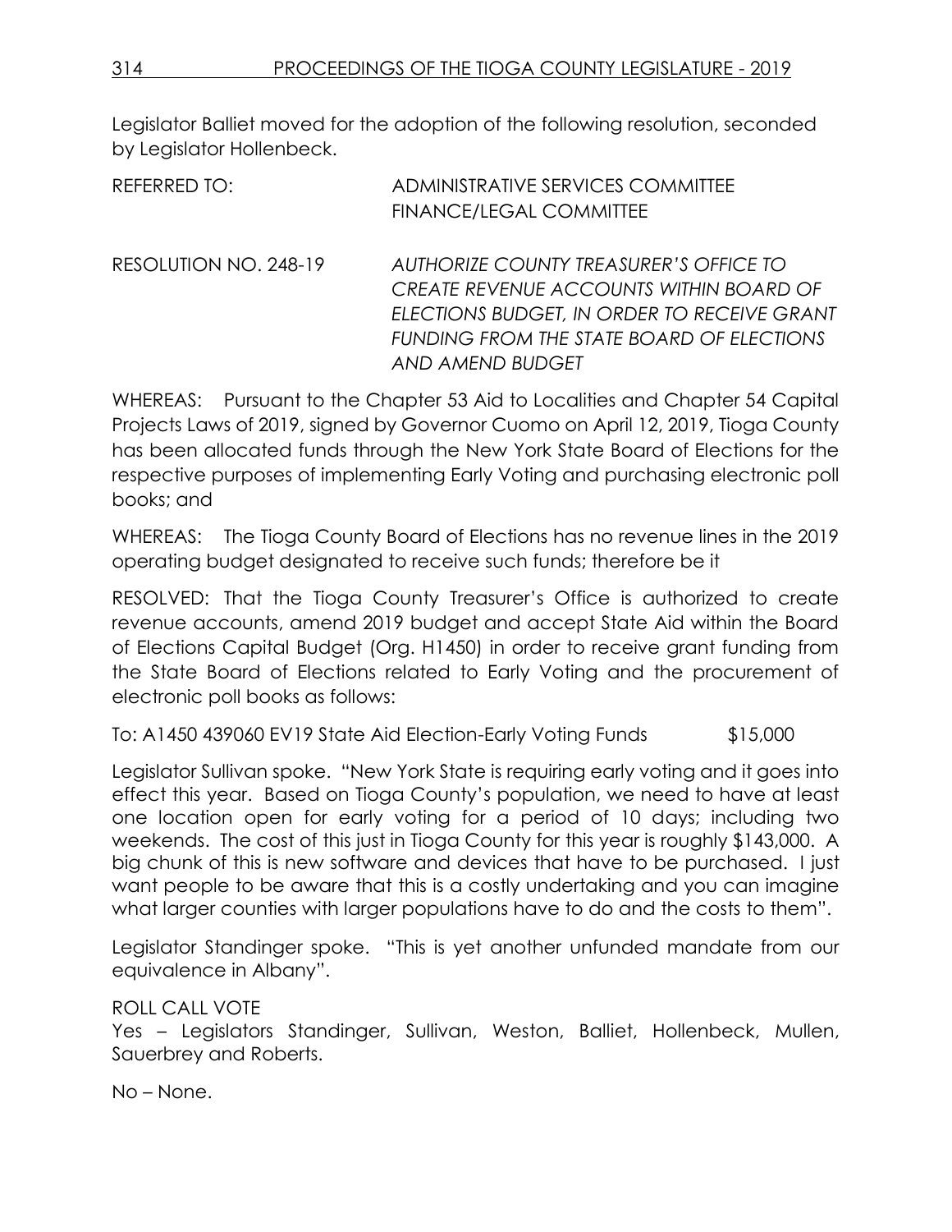Legislator Balliet moved for the adoption of the following resolution, seconded by Legislator Hollenbeck.

REFERRED TO: ADMINISTRATIVE SERVICES COMMITTEE
FINANCE/LEGAL COMMITTEE

RESOLUTION NO. 248-19 *AUTHORIZE COUNTY TREASURER'S OFFICE TO CREATE REVENUE ACCOUNTS WITHIN BOARD OF ELECTIONS BUDGET, IN ORDER TO RECEIVE GRANT FUNDING FROM THE STATE BOARD OF ELECTIONS AND AMEND BUDGET*

WHEREAS: Pursuant to the Chapter 53 Aid to Localities and Chapter 54 Capital Projects Laws of 2019, signed by Governor Cuomo on April 12, 2019, Tioga County has been allocated funds through the New York State Board of Elections for the respective purposes of implementing Early Voting and purchasing electronic poll books; and

WHEREAS: The Tioga County Board of Elections has no revenue lines in the 2019 operating budget designated to receive such funds; therefore be it

RESOLVED: That the Tioga County Treasurer's Office is authorized to create revenue accounts, amend 2019 budget and accept State Aid within the Board of Elections Capital Budget (Org. H1450) in order to receive grant funding from the State Board of Elections related to Early Voting and the procurement of electronic poll books as follows:

To: A1450 439060 EV19 State Aid Election-Early Voting Funds $15,000

Legislator Sullivan spoke. "New York State is requiring early voting and it goes into effect this year. Based on Tioga County's population, we need to have at least one location open for early voting for a period of 10 days; including two weekends. The cost of this just in Tioga County for this year is roughly $143,000. A big chunk of this is new software and devices that have to be purchased. I just want people to be aware that this is a costly undertaking and you can imagine what larger counties with larger populations have to do and the costs to them".

Legislator Standinger spoke. "This is yet another unfunded mandate from our equivalence in Albany".

ROLL CALL VOTE
Yes – Legislators Standinger, Sullivan, Weston, Balliet, Hollenbeck, Mullen, Sauerbrey and Roberts.

No – None.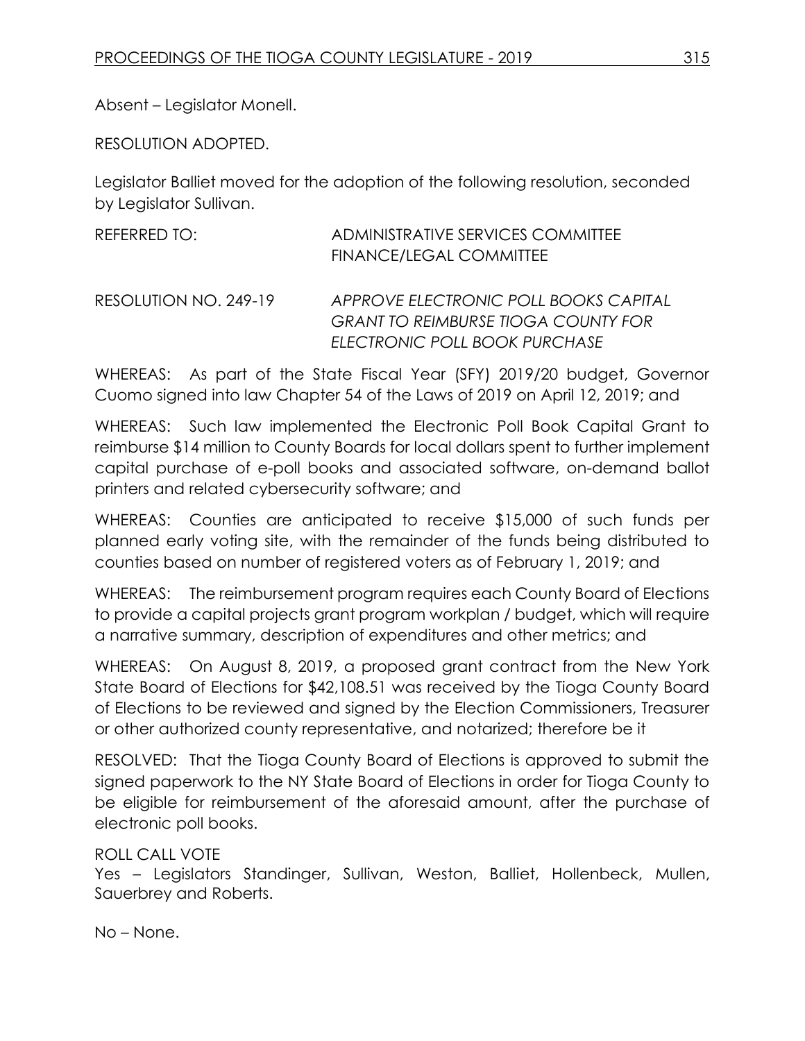Absent – Legislator Monell.

RESOLUTION ADOPTED.

Legislator Balliet moved for the adoption of the following resolution, seconded by Legislator Sullivan.

REFERRED TO: ADMINISTRATIVE SERVICES COMMITTEE
FINANCE/LEGAL COMMITTEE

RESOLUTION NO. 249-19 *APPROVE ELECTRONIC POLL BOOKS CAPITAL GRANT TO REIMBURSE TIOGA COUNTY FOR ELECTRONIC POLL BOOK PURCHASE*

WHEREAS: As part of the State Fiscal Year (SFY) 2019/20 budget, Governor Cuomo signed into law Chapter 54 of the Laws of 2019 on April 12, 2019; and

WHEREAS: Such law implemented the Electronic Poll Book Capital Grant to reimburse $14 million to County Boards for local dollars spent to further implement capital purchase of e-poll books and associated software, on-demand ballot printers and related cybersecurity software; and

WHEREAS: Counties are anticipated to receive $15,000 of such funds per planned early voting site, with the remainder of the funds being distributed to counties based on number of registered voters as of February 1, 2019; and

WHEREAS: The reimbursement program requires each County Board of Elections to provide a capital projects grant program workplan / budget, which will require a narrative summary, description of expenditures and other metrics; and

WHEREAS: On August 8, 2019, a proposed grant contract from the New York State Board of Elections for $42,108.51 was received by the Tioga County Board of Elections to be reviewed and signed by the Election Commissioners, Treasurer or other authorized county representative, and notarized; therefore be it

RESOLVED: That the Tioga County Board of Elections is approved to submit the signed paperwork to the NY State Board of Elections in order for Tioga County to be eligible for reimbursement of the aforesaid amount, after the purchase of electronic poll books.

ROLL CALL VOTE
Yes – Legislators Standinger, Sullivan, Weston, Balliet, Hollenbeck, Mullen, Sauerbrey and Roberts.

No – None.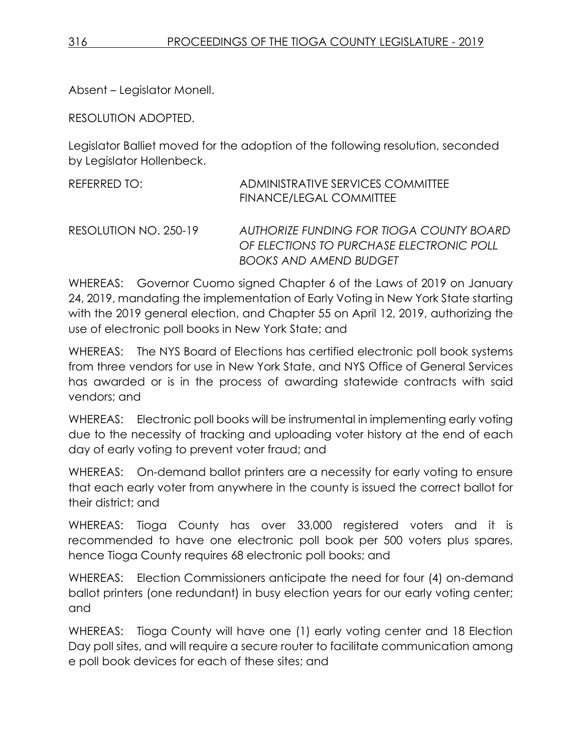Absent – Legislator Monell.

RESOLUTION ADOPTED.

Legislator Balliet moved for the adoption of the following resolution, seconded by Legislator Hollenbeck.

REFERRED TO: ADMINISTRATIVE SERVICES COMMITTEE
FINANCE/LEGAL COMMITTEE

RESOLUTION NO. 250-19 *AUTHORIZE FUNDING FOR TIOGA COUNTY BOARD OF ELECTIONS TO PURCHASE ELECTRONIC POLL BOOKS AND AMEND BUDGET*

WHEREAS: Governor Cuomo signed Chapter 6 of the Laws of 2019 on January 24, 2019, mandating the implementation of Early Voting in New York State starting with the 2019 general election, and Chapter 55 on April 12, 2019, authorizing the use of electronic poll books in New York State; and

WHEREAS: The NYS Board of Elections has certified electronic poll book systems from three vendors for use in New York State, and NYS Office of General Services has awarded or is in the process of awarding statewide contracts with said vendors; and

WHEREAS: Electronic poll books will be instrumental in implementing early voting due to the necessity of tracking and uploading voter history at the end of each day of early voting to prevent voter fraud; and

WHEREAS: On-demand ballot printers are a necessity for early voting to ensure that each early voter from anywhere in the county is issued the correct ballot for their district; and

WHEREAS: Tioga County has over 33,000 registered voters and it is recommended to have one electronic poll book per 500 voters plus spares, hence Tioga County requires 68 electronic poll books; and

WHEREAS: Election Commissioners anticipate the need for four (4) on-demand ballot printers (one redundant) in busy election years for our early voting center; and

WHEREAS: Tioga County will have one (1) early voting center and 18 Election Day poll sites, and will require a secure router to facilitate communication among e poll book devices for each of these sites; and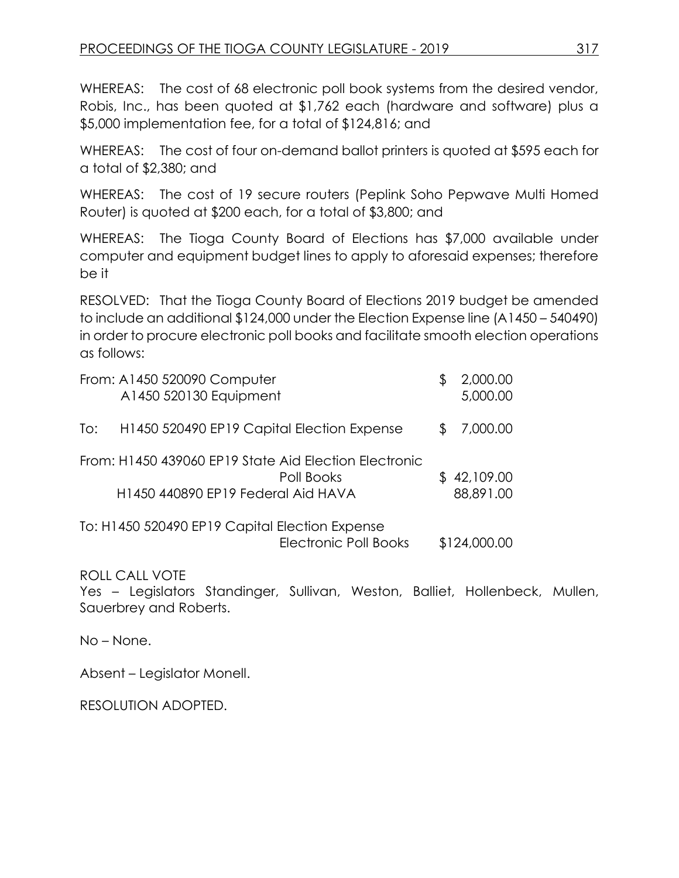WHEREAS: The cost of 68 electronic poll book systems from the desired vendor, Robis, Inc., has been quoted at $1,762 each (hardware and software) plus a $5,000 implementation fee, for a total of $124,816; and

WHEREAS: The cost of four on-demand ballot printers is quoted at $595 each for a total of $2,380; and

WHEREAS: The cost of 19 secure routers (Peplink Soho Pepwave Multi Homed Router) is quoted at $200 each, for a total of $3,800; and

WHEREAS: The Tioga County Board of Elections has $7,000 available under computer and equipment budget lines to apply to aforesaid expenses; therefore be it

RESOLVED: That the Tioga County Board of Elections 2019 budget be amended to include an additional $124,000 under the Election Expense line (A1450 – 540490) in order to procure electronic poll books and facilitate smooth election operations as follows:

| | |
|---|---|
| From: A1450 520090 Computer | $ 2,000.00 |
| A1450 520130 Equipment | 5,000.00 |
| To: H1450 520490 EP19 Capital Election Expense | $ 7,000.00 |
| From: H1450 439060 EP19 State Aid Election Electronic Poll Books | $ 42,109.00 |
| H1450 440890 EP19 Federal Aid HAVA | 88,891.00 |
| To: H1450 520490 EP19 Capital Election Expense Electronic Poll Books | $124,000.00 |

ROLL CALL VOTE
Yes – Legislators Standinger, Sullivan, Weston, Balliet, Hollenbeck, Mullen, Sauerbrey and Roberts.

No – None.

Absent – Legislator Monell.

RESOLUTION ADOPTED.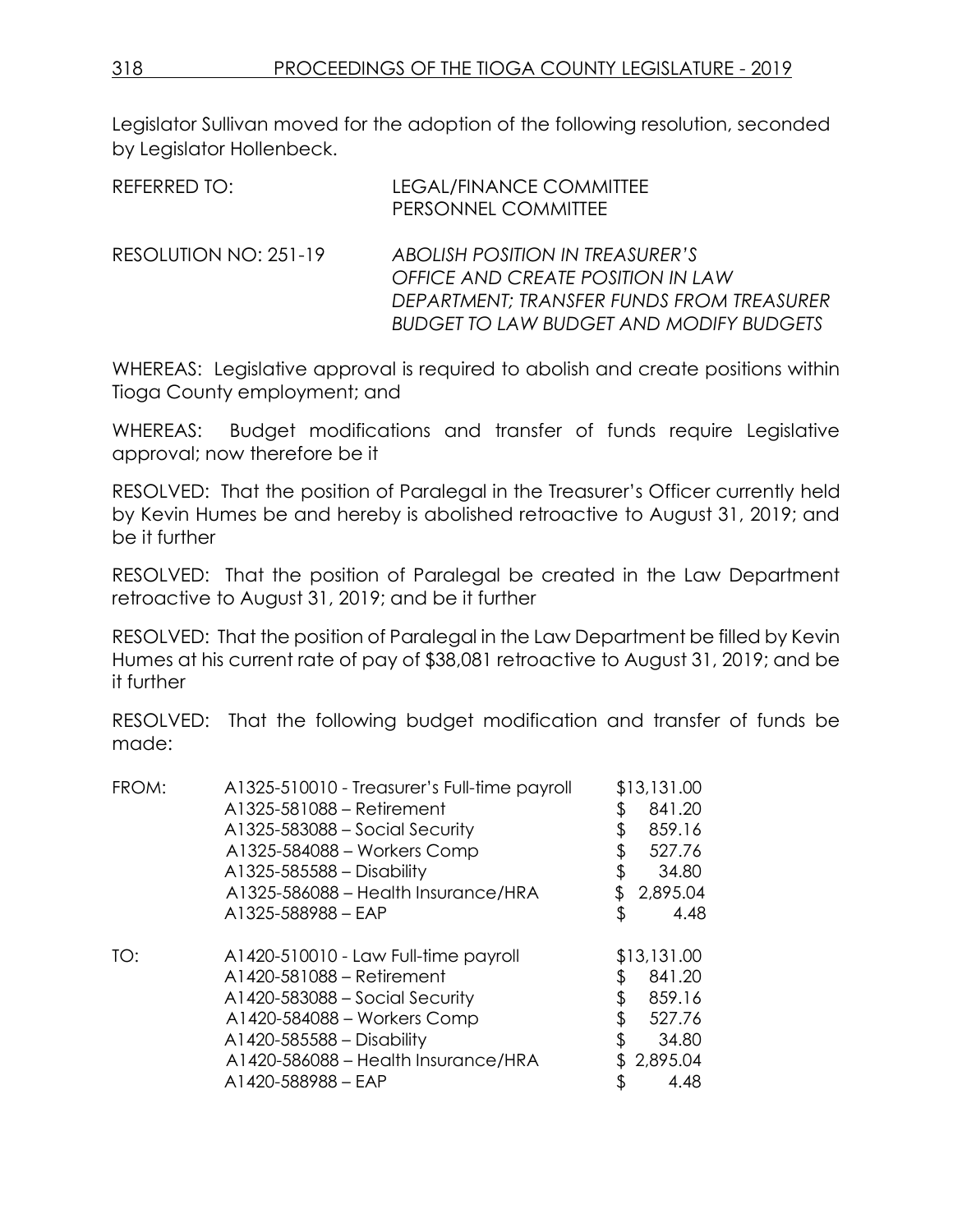Legislator Sullivan moved for the adoption of the following resolution, seconded by Legislator Hollenbeck.

| | |
|---|---|
| REFERRED TO: | LEGAL/FINANCE COMMITTEE<br>PERSONNEL COMMITTEE |
| RESOLUTION NO: 251-19 | *ABOLISH POSITION IN TREASURER'S OFFICE AND CREATE POSITION IN LAW DEPARTMENT; TRANSFER FUNDS FROM TREASURER BUDGET TO LAW BUDGET AND MODIFY BUDGETS* |

WHEREAS: Legislative approval is required to abolish and create positions within Tioga County employment; and

WHEREAS: Budget modifications and transfer of funds require Legislative approval; now therefore be it

RESOLVED: That the position of Paralegal in the Treasurer's Officer currently held by Kevin Humes be and hereby is abolished retroactive to August 31, 2019; and be it further

RESOLVED: That the position of Paralegal be created in the Law Department retroactive to August 31, 2019; and be it further

RESOLVED: That the position of Paralegal in the Law Department be filled by Kevin Humes at his current rate of pay of $38,081 retroactive to August 31, 2019; and be it further

RESOLVED: That the following budget modification and transfer of funds be made:

| | | |
|---|---|---|
| FROM: | A1325-510010 - Treasurer's Full-time payroll | $13,131.00 |
| | A1325-581088 – Retirement | $ 841.20 |
| | A1325-583088 – Social Security | $ 859.16 |
| | A1325-584088 – Workers Comp | $ 527.76 |
| | A1325-585588 – Disability | $ 34.80 |
| | A1325-586088 – Health Insurance/HRA | $ 2,895.04 |
| | A1325-588988 – EAP | $ 4.48 |
| TO: | A1420-510010 - Law Full-time payroll | $13,131.00 |
| | A1420-581088 – Retirement | $ 841.20 |
| | A1420-583088 – Social Security | $ 859.16 |
| | A1420-584088 – Workers Comp | $ 527.76 |
| | A1420-585588 – Disability | $ 34.80 |
| | A1420-586088 – Health Insurance/HRA | $ 2,895.04 |
| | A1420-588988 – EAP | $ 4.48 |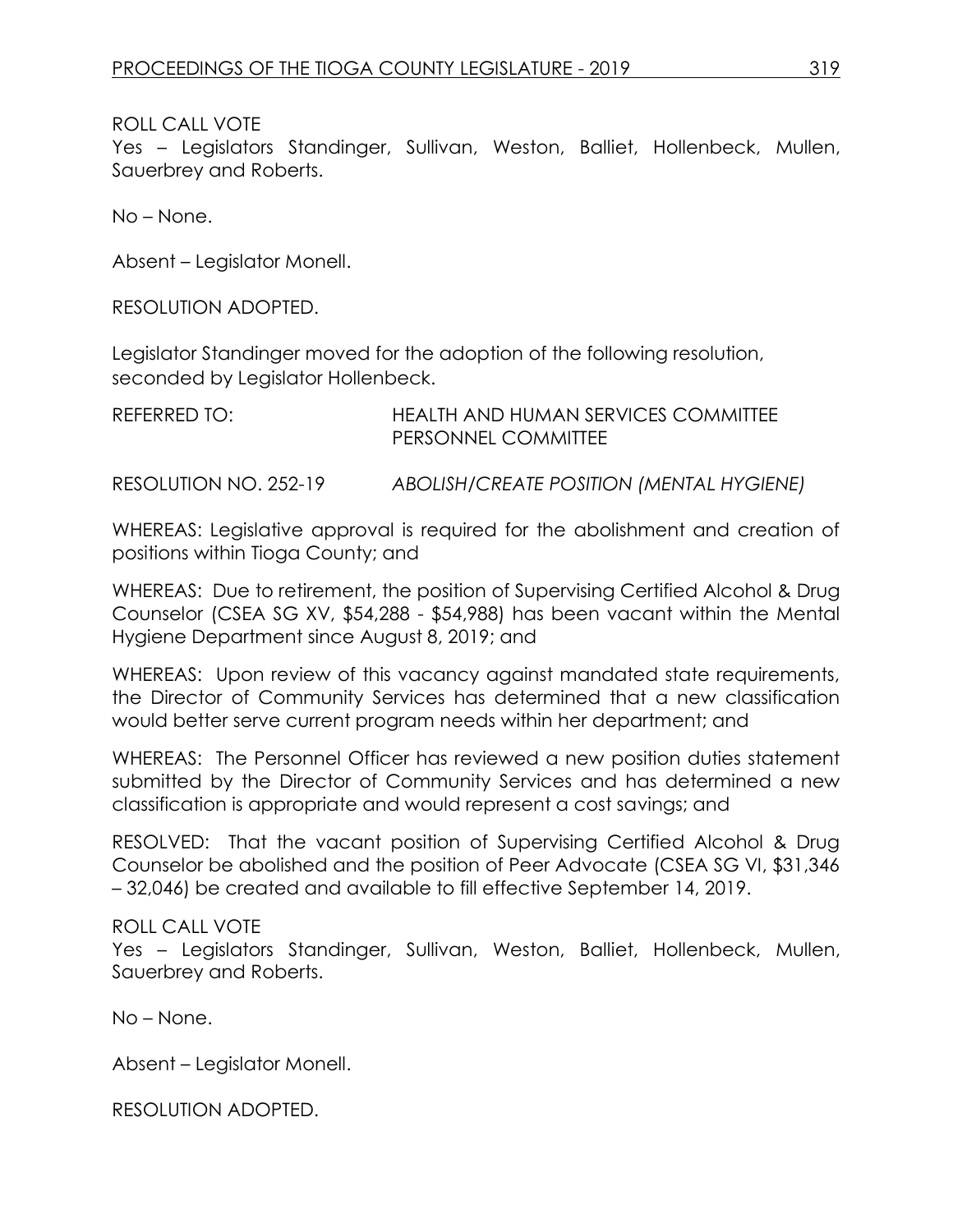ROLL CALL VOTE
Yes – Legislators Standinger, Sullivan, Weston, Balliet, Hollenbeck, Mullen, Sauerbrey and Roberts.

No – None.

Absent – Legislator Monell.

RESOLUTION ADOPTED.

Legislator Standinger moved for the adoption of the following resolution, seconded by Legislator Hollenbeck.

REFERRED TO: HEALTH AND HUMAN SERVICES COMMITTEE
PERSONNEL COMMITTEE

RESOLUTION NO. 252-19 *ABOLISH/CREATE POSITION (MENTAL HYGIENE)*

WHEREAS: Legislative approval is required for the abolishment and creation of positions within Tioga County; and

WHEREAS: Due to retirement, the position of Supervising Certified Alcohol & Drug Counselor (CSEA SG XV, $54,288 - $54,988) has been vacant within the Mental Hygiene Department since August 8, 2019; and

WHEREAS: Upon review of this vacancy against mandated state requirements, the Director of Community Services has determined that a new classification would better serve current program needs within her department; and

WHEREAS: The Personnel Officer has reviewed a new position duties statement submitted by the Director of Community Services and has determined a new classification is appropriate and would represent a cost savings; and

RESOLVED: That the vacant position of Supervising Certified Alcohol & Drug Counselor be abolished and the position of Peer Advocate (CSEA SG VI, $31,346 – 32,046) be created and available to fill effective September 14, 2019.

ROLL CALL VOTE
Yes – Legislators Standinger, Sullivan, Weston, Balliet, Hollenbeck, Mullen, Sauerbrey and Roberts.

No – None.

Absent – Legislator Monell.

RESOLUTION ADOPTED.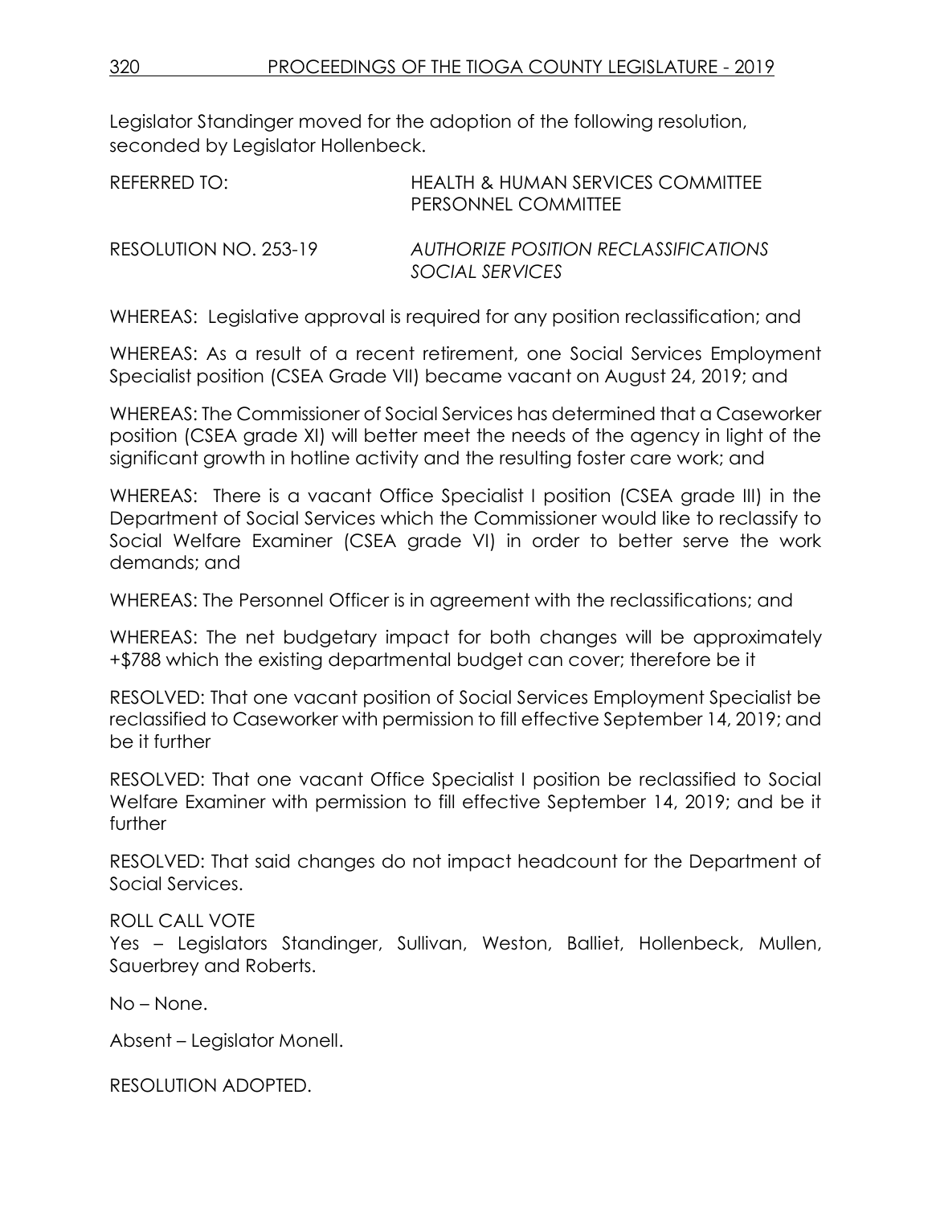Legislator Standinger moved for the adoption of the following resolution, seconded by Legislator Hollenbeck.

REFERRED TO: HEALTH & HUMAN SERVICES COMMITTEE
PERSONNEL COMMITTEE

RESOLUTION NO. 253-19 *AUTHORIZE POSITION RECLASSIFICATIONS SOCIAL SERVICES*

WHEREAS: Legislative approval is required for any position reclassification; and

WHEREAS: As a result of a recent retirement, one Social Services Employment Specialist position (CSEA Grade VII) became vacant on August 24, 2019; and

WHEREAS: The Commissioner of Social Services has determined that a Caseworker position (CSEA grade XI) will better meet the needs of the agency in light of the significant growth in hotline activity and the resulting foster care work; and

WHEREAS: There is a vacant Office Specialist I position (CSEA grade III) in the Department of Social Services which the Commissioner would like to reclassify to Social Welfare Examiner (CSEA grade VI) in order to better serve the work demands; and

WHEREAS: The Personnel Officer is in agreement with the reclassifications; and

WHEREAS: The net budgetary impact for both changes will be approximately +$788 which the existing departmental budget can cover; therefore be it

RESOLVED: That one vacant position of Social Services Employment Specialist be reclassified to Caseworker with permission to fill effective September 14, 2019; and be it further

RESOLVED: That one vacant Office Specialist I position be reclassified to Social Welfare Examiner with permission to fill effective September 14, 2019; and be it further

RESOLVED: That said changes do not impact headcount for the Department of Social Services.

ROLL CALL VOTE
Yes – Legislators Standinger, Sullivan, Weston, Balliet, Hollenbeck, Mullen, Sauerbrey and Roberts.

No – None.

Absent – Legislator Monell.

RESOLUTION ADOPTED.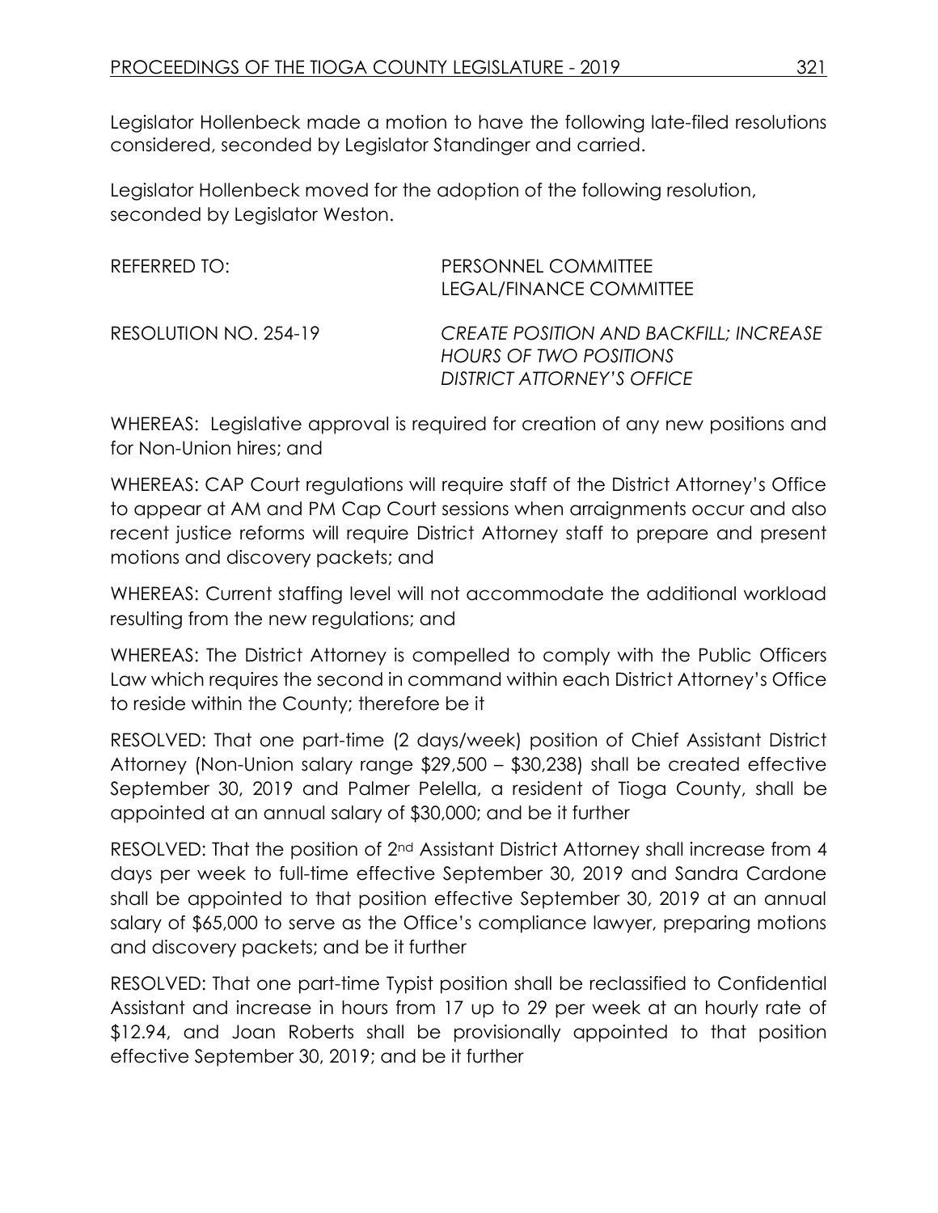Legislator Hollenbeck made a motion to have the following late-filed resolutions considered, seconded by Legislator Standinger and carried.

Legislator Hollenbeck moved for the adoption of the following resolution, seconded by Legislator Weston.

| | |
|---|---|
| REFERRED TO: | PERSONNEL COMMITTEE<br>LEGAL/FINANCE COMMITTEE |
| RESOLUTION NO. 254-19 | *CREATE POSITION AND BACKFILL; INCREASE HOURS OF TWO POSITIONS DISTRICT ATTORNEY'S OFFICE* |

WHEREAS: Legislative approval is required for creation of any new positions and for Non-Union hires; and

WHEREAS: CAP Court regulations will require staff of the District Attorney's Office to appear at AM and PM Cap Court sessions when arraignments occur and also recent justice reforms will require District Attorney staff to prepare and present motions and discovery packets; and

WHEREAS: Current staffing level will not accommodate the additional workload resulting from the new regulations; and

WHEREAS: The District Attorney is compelled to comply with the Public Officers Law which requires the second in command within each District Attorney's Office to reside within the County; therefore be it

RESOLVED: That one part-time (2 days/week) position of Chief Assistant District Attorney (Non-Union salary range $29,500 – $30,238) shall be created effective September 30, 2019 and Palmer Pelella, a resident of Tioga County, shall be appointed at an annual salary of $30,000; and be it further

RESOLVED: That the position of 2nd Assistant District Attorney shall increase from 4 days per week to full-time effective September 30, 2019 and Sandra Cardone shall be appointed to that position effective September 30, 2019 at an annual salary of $65,000 to serve as the Office's compliance lawyer, preparing motions and discovery packets; and be it further

RESOLVED: That one part-time Typist position shall be reclassified to Confidential Assistant and increase in hours from 17 up to 29 per week at an hourly rate of $12.94, and Joan Roberts shall be provisionally appointed to that position effective September 30, 2019; and be it further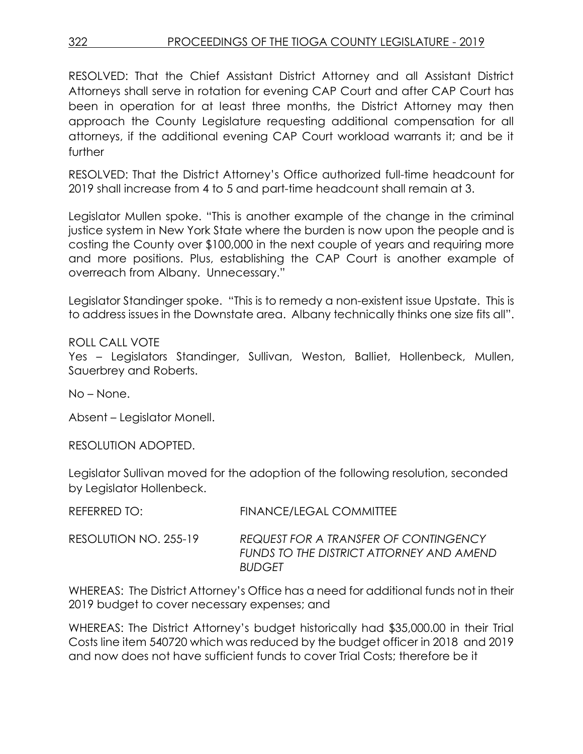RESOLVED: That the Chief Assistant District Attorney and all Assistant District Attorneys shall serve in rotation for evening CAP Court and after CAP Court has been in operation for at least three months, the District Attorney may then approach the County Legislature requesting additional compensation for all attorneys, if the additional evening CAP Court workload warrants it; and be it further

RESOLVED: That the District Attorney's Office authorized full-time headcount for 2019 shall increase from 4 to 5 and part-time headcount shall remain at 3.

Legislator Mullen spoke. "This is another example of the change in the criminal justice system in New York State where the burden is now upon the people and is costing the County over $100,000 in the next couple of years and requiring more and more positions. Plus, establishing the CAP Court is another example of overreach from Albany. Unnecessary."

Legislator Standinger spoke. "This is to remedy a non-existent issue Upstate. This is to address issues in the Downstate area. Albany technically thinks one size fits all".

ROLL CALL VOTE
Yes – Legislators Standinger, Sullivan, Weston, Balliet, Hollenbeck, Mullen, Sauerbrey and Roberts.

No – None.

Absent – Legislator Monell.

RESOLUTION ADOPTED.

Legislator Sullivan moved for the adoption of the following resolution, seconded by Legislator Hollenbeck.

REFERRED TO: FINANCE/LEGAL COMMITTEE

RESOLUTION NO. 255-19 *REQUEST FOR A TRANSFER OF CONTINGENCY FUNDS TO THE DISTRICT ATTORNEY AND AMEND BUDGET*

WHEREAS: The District Attorney's Office has a need for additional funds not in their 2019 budget to cover necessary expenses; and

WHEREAS: The District Attorney's budget historically had $35,000.00 in their Trial Costs line item 540720 which was reduced by the budget officer in 2018 and 2019 and now does not have sufficient funds to cover Trial Costs; therefore be it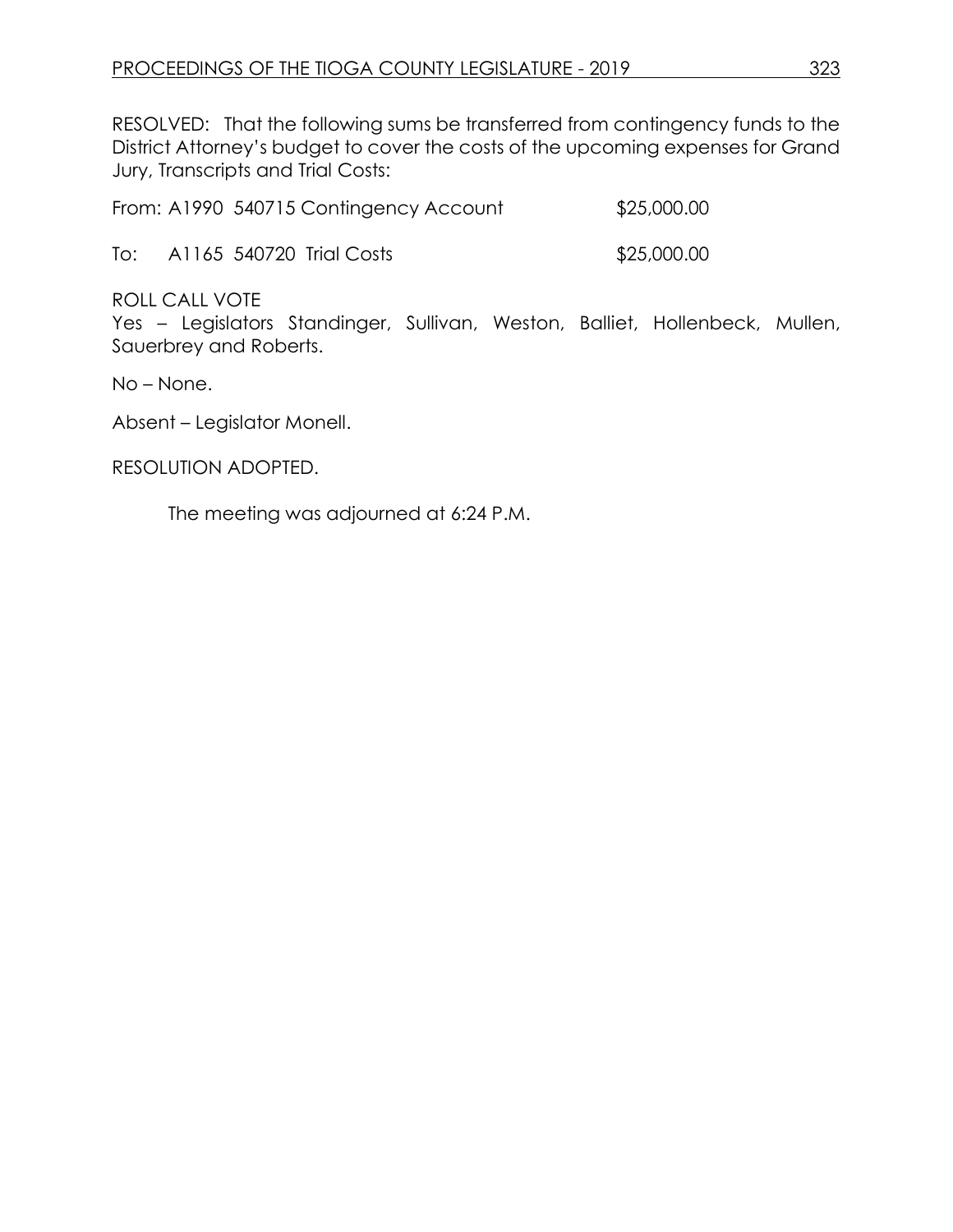RESOLVED: That the following sums be transferred from contingency funds to the District Attorney's budget to cover the costs of the upcoming expenses for Grand Jury, Transcripts and Trial Costs:

| | | |
|---|---|---|
| From: | A1990 540715 Contingency Account | $25,000.00 |
| To: | A1165 540720 Trial Costs | $25,000.00 |

ROLL CALL VOTE
Yes – Legislators Standinger, Sullivan, Weston, Balliet, Hollenbeck, Mullen, Sauerbrey and Roberts.

No – None.

Absent – Legislator Monell.

RESOLUTION ADOPTED.

The meeting was adjourned at 6:24 P.M.